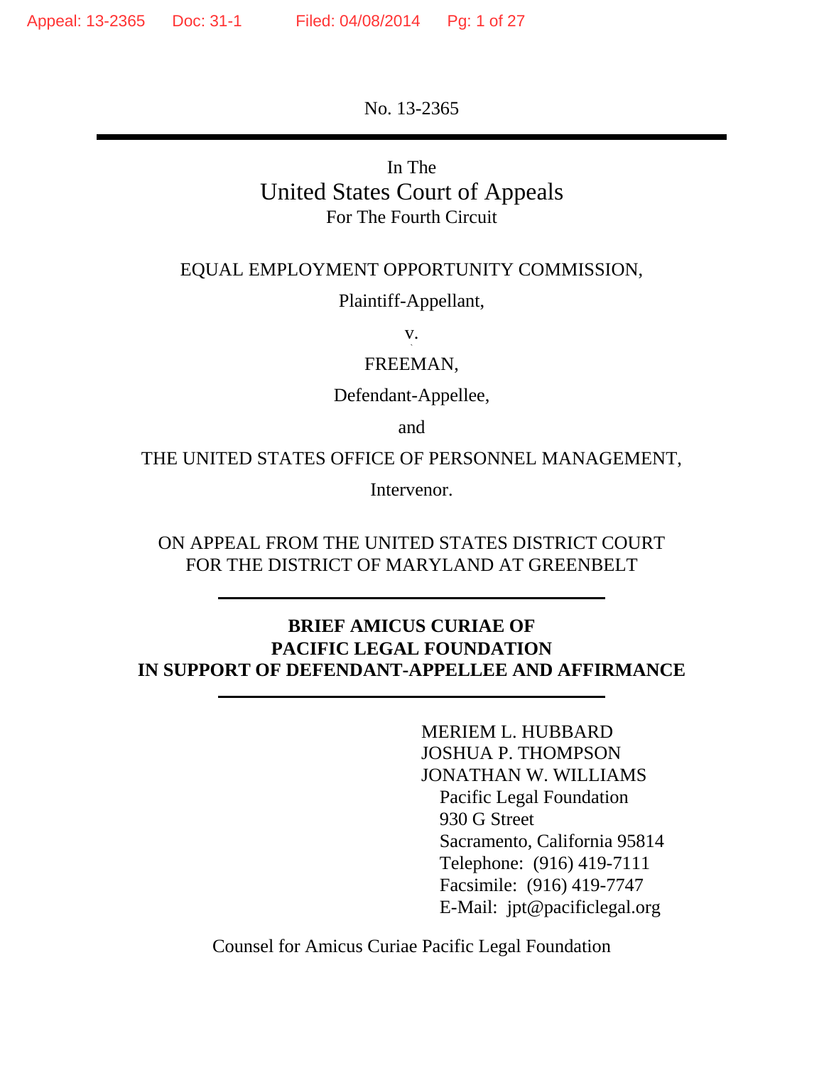No. 13-2365

---

In The
# United States Court of Appeals
For The Fourth Circuit

EQUAL EMPLOYMENT OPPORTUNITY COMMISSION,

Plaintiff-Appellant,

v.

FREEMAN,

Defendant-Appellee,

and

THE UNITED STATES OFFICE OF PERSONNEL MANAGEMENT,

Intervenor.

ON APPEAL FROM THE UNITED STATES DISTRICT COURT
FOR THE DISTRICT OF MARYLAND AT GREENBELT

---

**BRIEF AMICUS CURIAE OF**
**PACIFIC LEGAL FOUNDATION**
**IN SUPPORT OF DEFENDANT-APPELLEE AND AFFIRMANCE**

---

MERIEM L. HUBBARD
JOSHUA P. THOMPSON
JONATHAN W. WILLIAMS
Pacific Legal Foundation
930 G Street
Sacramento, California 95814
Telephone: (916) 419-7111
Facsimile: (916) 419-7747
E-Mail: jpt@pacificlegal.org

Counsel for Amicus Curiae Pacific Legal Foundation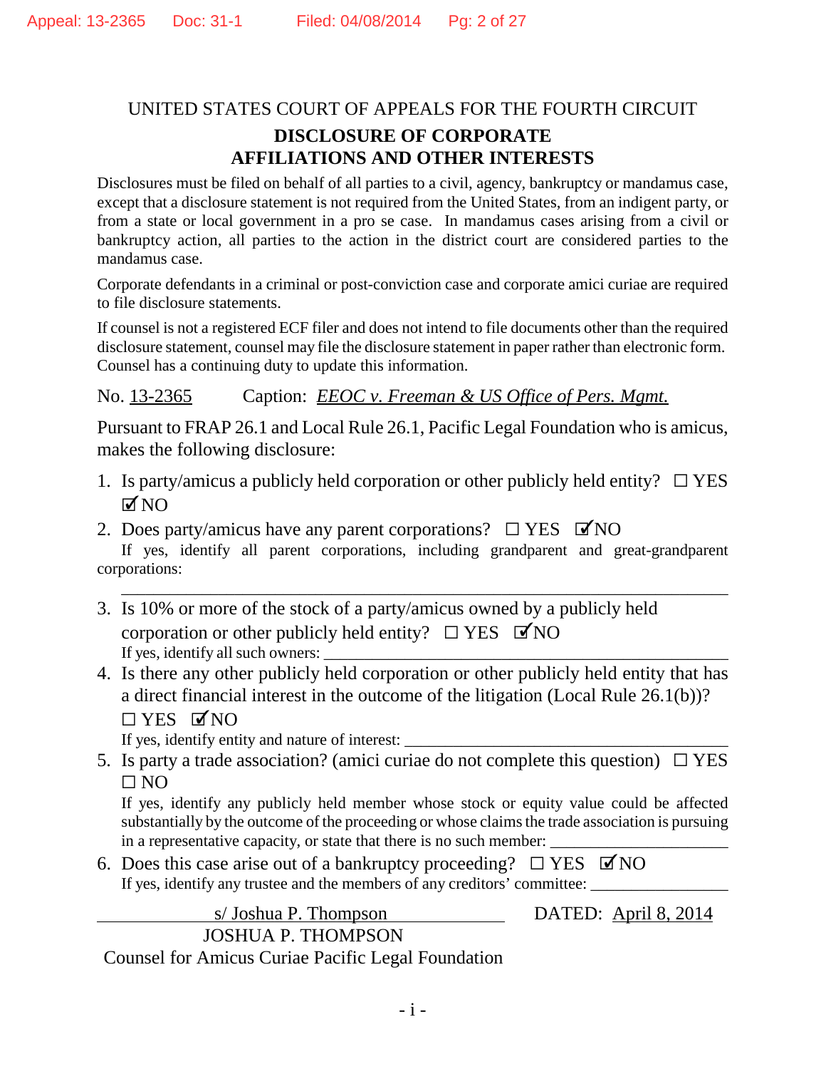UNITED STATES COURT OF APPEALS FOR THE FOURTH CIRCUIT

## DISCLOSURE OF CORPORATE AFFILIATIONS AND OTHER INTERESTS

Disclosures must be filed on behalf of all parties to a civil, agency, bankruptcy or mandamus case, except that a disclosure statement is not required from the United States, from an indigent party, or from a state or local government in a pro se case. In mandamus cases arising from a civil or bankruptcy action, all parties to the action in the district court are considered parties to the mandamus case.

Corporate defendants in a criminal or post-conviction case and corporate amici curiae are required to file disclosure statements.

If counsel is not a registered ECF filer and does not intend to file documents other than the required disclosure statement, counsel may file the disclosure statement in paper rather than electronic form. Counsel has a continuing duty to update this information.

No. 13-2365 Caption: *EEOC v. Freeman & US Office of Pers. Mgmt.*

Pursuant to FRAP 26.1 and Local Rule 26.1, Pacific Legal Foundation who is amicus, makes the following disclosure:

1. Is party/amicus a publicly held corporation or other publicly held entity? ☐ YES ☑ NO
2. Does party/amicus have any parent corporations? ☐ YES ☑ NO
   If yes, identify all parent corporations, including grandparent and great-grandparent corporations: \_\_\_\_\_\_\_\_\_\_\_\_\_\_\_\_\_\_\_\_
3. Is 10% or more of the stock of a party/amicus owned by a publicly held corporation or other publicly held entity? ☐ YES ☑ NO
   If yes, identify all such owners: \_\_\_\_\_\_\_\_\_\_\_\_\_\_\_\_\_\_\_\_
4. Is there any other publicly held corporation or other publicly held entity that has a direct financial interest in the outcome of the litigation (Local Rule 26.1(b))? ☐ YES ☑ NO
   If yes, identify entity and nature of interest: \_\_\_\_\_\_\_\_\_\_\_\_\_\_\_\_\_\_\_\_
5. Is party a trade association? (amici curiae do not complete this question) ☐ YES ☐ NO
   If yes, identify any publicly held member whose stock or equity value could be affected substantially by the outcome of the proceeding or whose claims the trade association is pursuing in a representative capacity, or state that there is no such member: \_\_\_\_\_\_\_\_\_\_\_\_\_\_\_\_\_\_\_\_
6. Does this case arise out of a bankruptcy proceeding? ☐ YES ☑ NO
   If yes, identify any trustee and the members of any creditors' committee: \_\_\_\_\_\_\_\_\_\_\_\_\_\_\_\_\_\_\_\_

s/ Joshua P. Thompson
JOSHUA P. THOMPSON
Counsel for Amicus Curiae Pacific Legal Foundation

DATED: April 8, 2014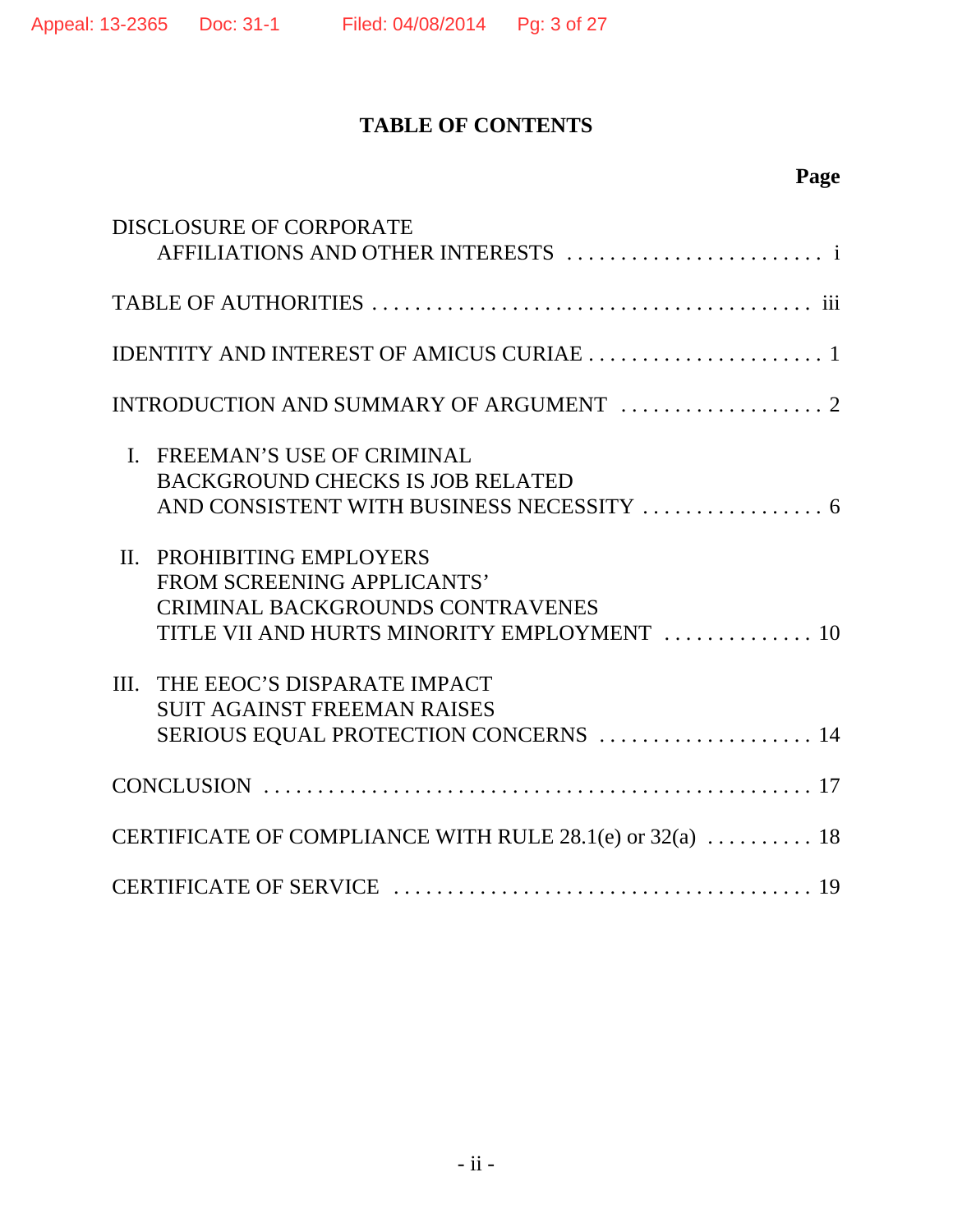## TABLE OF CONTENTS

| | Page |
|---|---|
| DISCLOSURE OF CORPORATE AFFILIATIONS AND OTHER INTERESTS | i |
| TABLE OF AUTHORITIES | iii |
| IDENTITY AND INTEREST OF AMICUS CURIAE | 1 |
| INTRODUCTION AND SUMMARY OF ARGUMENT | 2 |
| I. FREEMAN'S USE OF CRIMINAL BACKGROUND CHECKS IS JOB RELATED AND CONSISTENT WITH BUSINESS NECESSITY | 6 |
| II. PROHIBITING EMPLOYERS FROM SCREENING APPLICANTS' CRIMINAL BACKGROUNDS CONTRAVENES TITLE VII AND HURTS MINORITY EMPLOYMENT | 10 |
| III. THE EEOC'S DISPARATE IMPACT SUIT AGAINST FREEMAN RAISES SERIOUS EQUAL PROTECTION CONCERNS | 14 |
| CONCLUSION | 17 |
| CERTIFICATE OF COMPLIANCE WITH RULE 28.1(e) or 32(a) | 18 |
| CERTIFICATE OF SERVICE | 19 |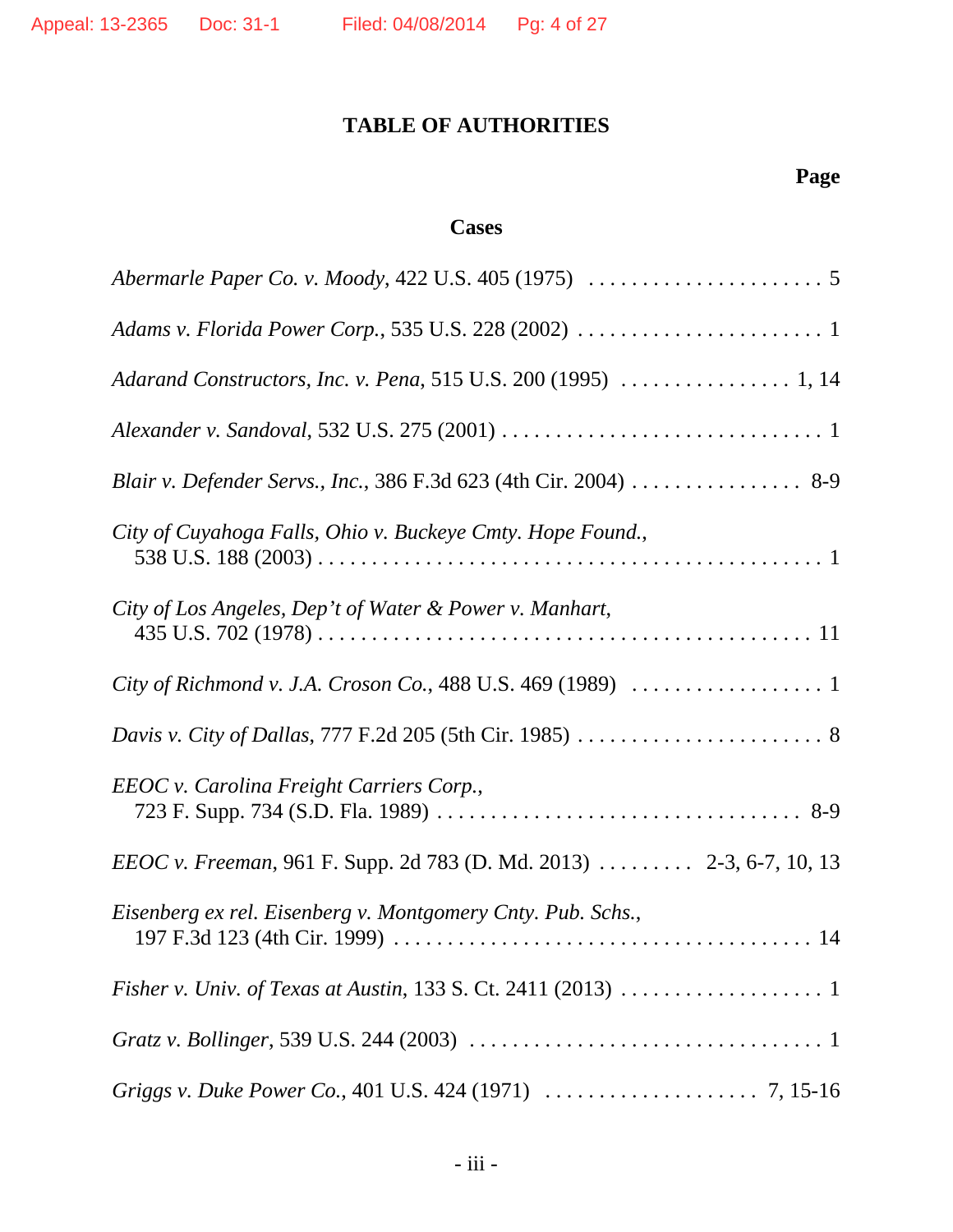# TABLE OF AUTHORITIES

**Page**

## Cases

*Abermarle Paper Co. v. Moody*, 422 U.S. 405 (1975) . . . . . . . . . . . . . . . . . . . . . . 5

*Adams v. Florida Power Corp.*, 535 U.S. 228 (2002) . . . . . . . . . . . . . . . . . . . . . . . 1

*Adarand Constructors, Inc. v. Pena*, 515 U.S. 200 (1995) . . . . . . . . . . . . . . . . 1, 14

*Alexander v. Sandoval*, 532 U.S. 275 (2001) . . . . . . . . . . . . . . . . . . . . . . . . . . . . . 1

*Blair v. Defender Servs., Inc.*, 386 F.3d 623 (4th Cir. 2004) . . . . . . . . . . . . . . . . 8-9

*City of Cuyahoga Falls, Ohio v. Buckeye Cmty. Hope Found.*, 538 U.S. 188 (2003) . . . . . . . . . . . . . . . . . . . . . . . . . . . . . . . . . . . . . . . . . . . . . 1

*City of Los Angeles, Dep't of Water & Power v. Manhart*, 435 U.S. 702 (1978) . . . . . . . . . . . . . . . . . . . . . . . . . . . . . . . . . . . . . . . . . . . . 11

*City of Richmond v. J.A. Croson Co.*, 488 U.S. 469 (1989) . . . . . . . . . . . . . . . . . . 1

*Davis v. City of Dallas*, 777 F.2d 205 (5th Cir. 1985) . . . . . . . . . . . . . . . . . . . . . . . 8

*EEOC v. Carolina Freight Carriers Corp.*, 723 F. Supp. 734 (S.D. Fla. 1989) . . . . . . . . . . . . . . . . . . . . . . . . . . . . . . . . . 8-9

*EEOC v. Freeman*, 961 F. Supp. 2d 783 (D. Md. 2013) . . . . . . . . . 2-3, 6-7, 10, 13

*Eisenberg ex rel. Eisenberg v. Montgomery Cnty. Pub. Schs.*, 197 F.3d 123 (4th Cir. 1999) . . . . . . . . . . . . . . . . . . . . . . . . . . . . . . . . . . . . . . 14

*Fisher v. Univ. of Texas at Austin*, 133 S. Ct. 2411 (2013) . . . . . . . . . . . . . . . . . . . 1

*Gratz v. Bollinger*, 539 U.S. 244 (2003) . . . . . . . . . . . . . . . . . . . . . . . . . . . . . . . . 1

*Griggs v. Duke Power Co.*, 401 U.S. 424 (1971) . . . . . . . . . . . . . . . . . . . . 7, 15-16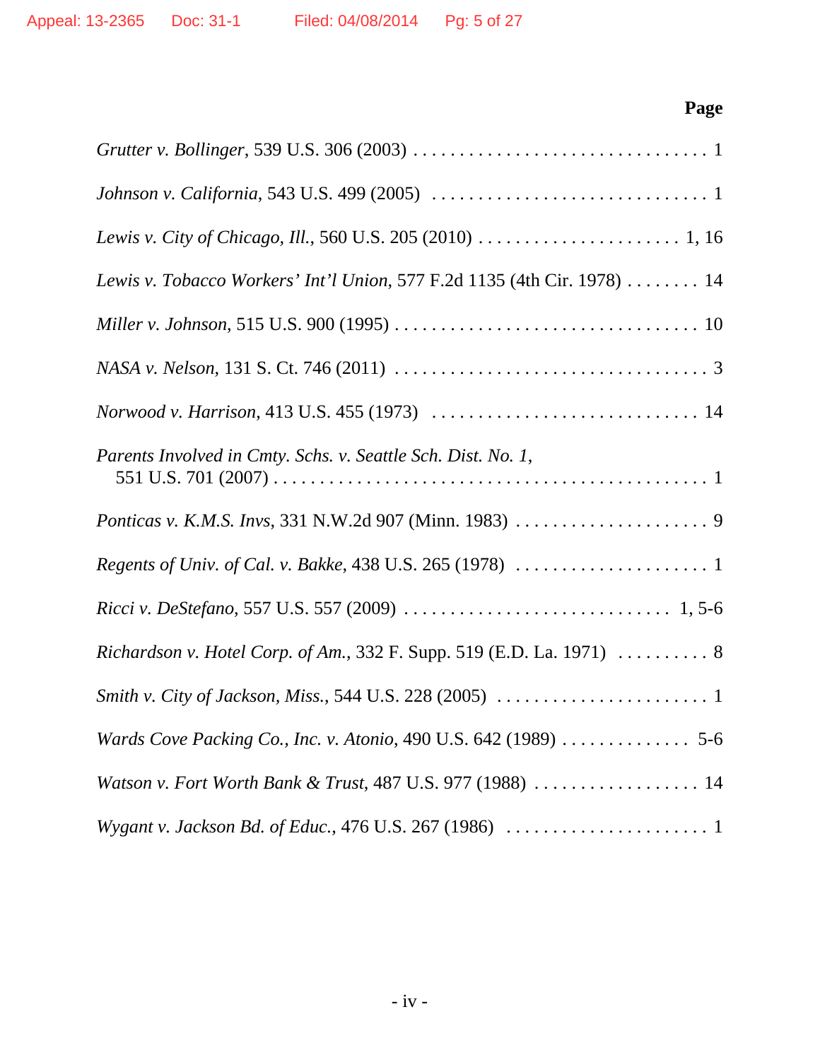**Page**

*Grutter v. Bollinger*, 539 U.S. 306 (2003) . . . . . . . . . . . . . . . . . . . . . . . . . . . . . . . 1

*Johnson v. California*, 543 U.S. 499 (2005) . . . . . . . . . . . . . . . . . . . . . . . . . . . . . . 1

*Lewis v. City of Chicago, Ill.*, 560 U.S. 205 (2010) . . . . . . . . . . . . . . . . . . . . . . 1, 16

*Lewis v. Tobacco Workers' Int'l Union*, 577 F.2d 1135 (4th Cir. 1978) . . . . . . . . 14

*Miller v. Johnson*, 515 U.S. 900 (1995) . . . . . . . . . . . . . . . . . . . . . . . . . . . . . . . . 10

*NASA v. Nelson*, 131 S. Ct. 746 (2011) . . . . . . . . . . . . . . . . . . . . . . . . . . . . . . . . . 3

*Norwood v. Harrison*, 413 U.S. 455 (1973) . . . . . . . . . . . . . . . . . . . . . . . . . . . . . 14

*Parents Involved in Cmty. Schs. v. Seattle Sch. Dist. No. 1*, 551 U.S. 701 (2007) . . . . . . . . . . . . . . . . . . . . . . . . . . . . . . . . . . . . . . . . . . . . . . . 1

*Ponticas v. K.M.S. Invs*, 331 N.W.2d 907 (Minn. 1983) . . . . . . . . . . . . . . . . . . . . 9

*Regents of Univ. of Cal. v. Bakke*, 438 U.S. 265 (1978) . . . . . . . . . . . . . . . . . . . . . 1

*Ricci v. DeStefano*, 557 U.S. 557 (2009) . . . . . . . . . . . . . . . . . . . . . . . . . . . . . 1, 5-6

*Richardson v. Hotel Corp. of Am.*, 332 F. Supp. 519 (E.D. La. 1971) . . . . . . . . . . 8

*Smith v. City of Jackson, Miss.*, 544 U.S. 228 (2005) . . . . . . . . . . . . . . . . . . . . . . . 1

*Wards Cove Packing Co., Inc. v. Atonio*, 490 U.S. 642 (1989) . . . . . . . . . . . . . . 5-6

*Watson v. Fort Worth Bank & Trust*, 487 U.S. 977 (1988) . . . . . . . . . . . . . . . . . . 14

*Wygant v. Jackson Bd. of Educ.*, 476 U.S. 267 (1986) . . . . . . . . . . . . . . . . . . . . . . 1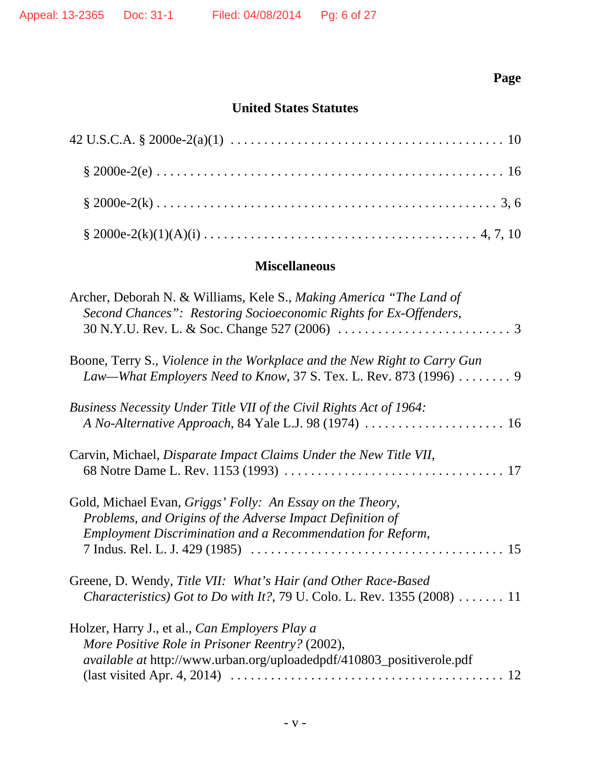**Page**

## United States Statutes

42 U.S.C.A. § 2000e-2(a)(1) . . . . . . . . . . . . . . . . . . . . . . . . . . . . . . . . . . . . . . . . . 10

§ 2000e-2(e) . . . . . . . . . . . . . . . . . . . . . . . . . . . . . . . . . . . . . . . . . . . . . . . . . . . 16

§ 2000e-2(k) . . . . . . . . . . . . . . . . . . . . . . . . . . . . . . . . . . . . . . . . . . . . . . . . . 3, 6

§ 2000e-2(k)(1)(A)(i) . . . . . . . . . . . . . . . . . . . . . . . . . . . . . . . . . . . . . . . 4, 7, 10

## Miscellaneous

Archer, Deborah N. & Williams, Kele S., *Making America "The Land of Second Chances": Restoring Socioeconomic Rights for Ex-Offenders*, 30 N.Y.U. Rev. L. & Soc. Change 527 (2006) . . . . . . . . . . . . . . . . . . . . . . . . . . 3

Boone, Terry S., *Violence in the Workplace and the New Right to Carry Gun Law—What Employers Need to Know*, 37 S. Tex. L. Rev. 873 (1996) . . . . . . . . 9

*Business Necessity Under Title VII of the Civil Rights Act of 1964: A No-Alternative Approach*, 84 Yale L.J. 98 (1974) . . . . . . . . . . . . . . . . . . . . . 16

Carvin, Michael, *Disparate Impact Claims Under the New Title VII*, 68 Notre Dame L. Rev. 1153 (1993) . . . . . . . . . . . . . . . . . . . . . . . . . . . . . . . . . 17

Gold, Michael Evan, *Griggs' Folly: An Essay on the Theory, Problems, and Origins of the Adverse Impact Definition of Employment Discrimination and a Recommendation for Reform*, 7 Indus. Rel. L. J. 429 (1985) . . . . . . . . . . . . . . . . . . . . . . . . . . . . . . . . . . . . 15

Greene, D. Wendy, *Title VII: What's Hair (and Other Race-Based Characteristics) Got to Do with It?*, 79 U. Colo. L. Rev. 1355 (2008) . . . . . . . 11

Holzer, Harry J., et al., *Can Employers Play a More Positive Role in Prisoner Reentry?* (2002), *available at* http://www.urban.org/uploadedpdf/410803_positiverole.pdf (last visited Apr. 4, 2014) . . . . . . . . . . . . . . . . . . . . . . . . . . . . . . . . . . . . . . 12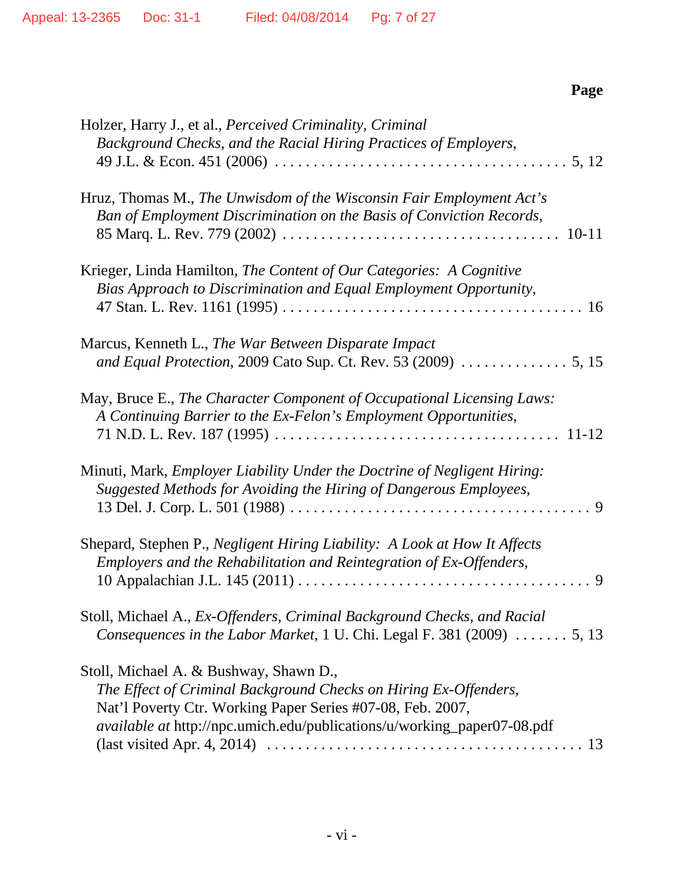**Page**

Holzer, Harry J., et al., *Perceived Criminality, Criminal Background Checks, and the Racial Hiring Practices of Employers*, 49 J.L. & Econ. 451 (2006) . . . . . . . . . . . . . . . . . . . . . . . . . . . . . . . . . . . . . 5, 12

Hruz, Thomas M., *The Unwisdom of the Wisconsin Fair Employment Act's Ban of Employment Discrimination on the Basis of Conviction Records*, 85 Marq. L. Rev. 779 (2002) . . . . . . . . . . . . . . . . . . . . . . . . . . . . . . . . . . 10-11

Krieger, Linda Hamilton, *The Content of Our Categories: A Cognitive Bias Approach to Discrimination and Equal Employment Opportunity*, 47 Stan. L. Rev. 1161 (1995) . . . . . . . . . . . . . . . . . . . . . . . . . . . . . . . . . . . . . . 16

Marcus, Kenneth L., *The War Between Disparate Impact and Equal Protection*, 2009 Cato Sup. Ct. Rev. 53 (2009) . . . . . . . . . . . . . . 5, 15

May, Bruce E., *The Character Component of Occupational Licensing Laws: A Continuing Barrier to the Ex-Felon's Employment Opportunities*, 71 N.D. L. Rev. 187 (1995) . . . . . . . . . . . . . . . . . . . . . . . . . . . . . . . . . . 11-12

Minuti, Mark, *Employer Liability Under the Doctrine of Negligent Hiring: Suggested Methods for Avoiding the Hiring of Dangerous Employees*, 13 Del. J. Corp. L. 501 (1988) . . . . . . . . . . . . . . . . . . . . . . . . . . . . . . . . . . . . . . 9

Shepard, Stephen P., *Negligent Hiring Liability: A Look at How It Affects Employers and the Rehabilitation and Reintegration of Ex-Offenders*, 10 Appalachian J.L. 145 (2011) . . . . . . . . . . . . . . . . . . . . . . . . . . . . . . . . . . . . . 9

Stoll, Michael A., *Ex-Offenders, Criminal Background Checks, and Racial Consequences in the Labor Market*, 1 U. Chi. Legal F. 381 (2009) . . . . . . . 5, 13

Stoll, Michael A. & Bushway, Shawn D., *The Effect of Criminal Background Checks on Hiring Ex-Offenders*, Nat'l Poverty Ctr. Working Paper Series #07-08, Feb. 2007, *available at* http://npc.umich.edu/publications/u/working_paper07-08.pdf (last visited Apr. 4, 2014) . . . . . . . . . . . . . . . . . . . . . . . . . . . . . . . . . . . . . . 13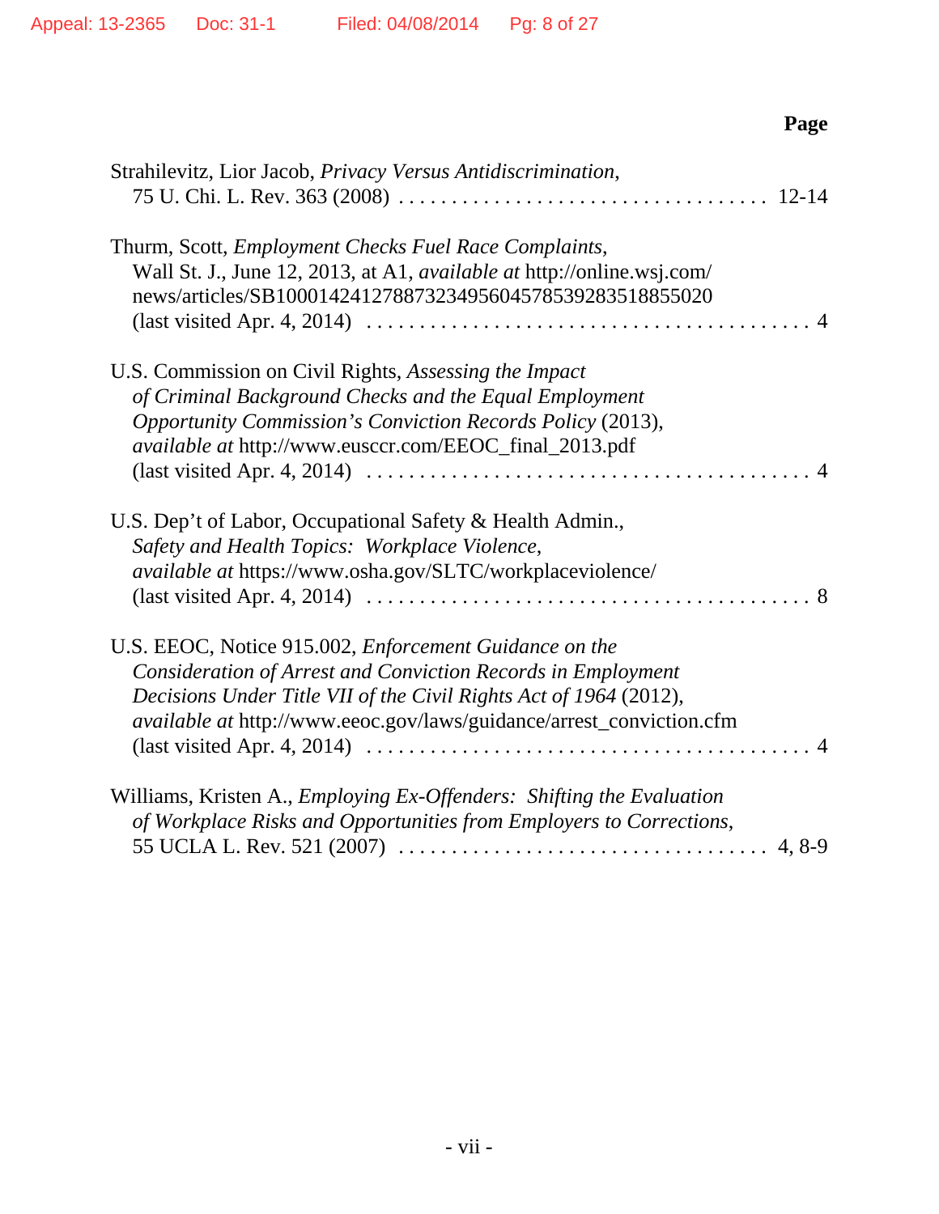**Page**

Strahilevitz, Lior Jacob, *Privacy Versus Antidiscrimination*, 75 U. Chi. L. Rev. 363 (2008) . . . . . . . . . . . . . . . . . . . . . . . . . . . . . . . . . 12-14

Thurm, Scott, *Employment Checks Fuel Race Complaints*, Wall St. J., June 12, 2013, at A1, *available at* http://online.wsj.com/news/articles/SB10001424127887323495604578539283518855020 (last visited Apr. 4, 2014) . . . . . . . . . . . . . . . . . . . . . . . . . . . . . . . . . . . . . . . . 4

U.S. Commission on Civil Rights, *Assessing the Impact of Criminal Background Checks and the Equal Employment Opportunity Commission's Conviction Records Policy* (2013), *available at* http://www.eusccr.com/EEOC_final_2013.pdf (last visited Apr. 4, 2014) . . . . . . . . . . . . . . . . . . . . . . . . . . . . . . . . . . . . . . . . 4

U.S. Dep't of Labor, Occupational Safety & Health Admin., *Safety and Health Topics: Workplace Violence*, *available at* https://www.osha.gov/SLTC/workplaceviolence/ (last visited Apr. 4, 2014) . . . . . . . . . . . . . . . . . . . . . . . . . . . . . . . . . . . . . . . . 8

U.S. EEOC, Notice 915.002, *Enforcement Guidance on the Consideration of Arrest and Conviction Records in Employment Decisions Under Title VII of the Civil Rights Act of 1964* (2012), *available at* http://www.eeoc.gov/laws/guidance/arrest_conviction.cfm (last visited Apr. 4, 2014) . . . . . . . . . . . . . . . . . . . . . . . . . . . . . . . . . . . . . . . . 4

Williams, Kristen A., *Employing Ex-Offenders: Shifting the Evaluation of Workplace Risks and Opportunities from Employers to Corrections*, 55 UCLA L. Rev. 521 (2007) . . . . . . . . . . . . . . . . . . . . . . . . . . . . . . . . . 4, 8-9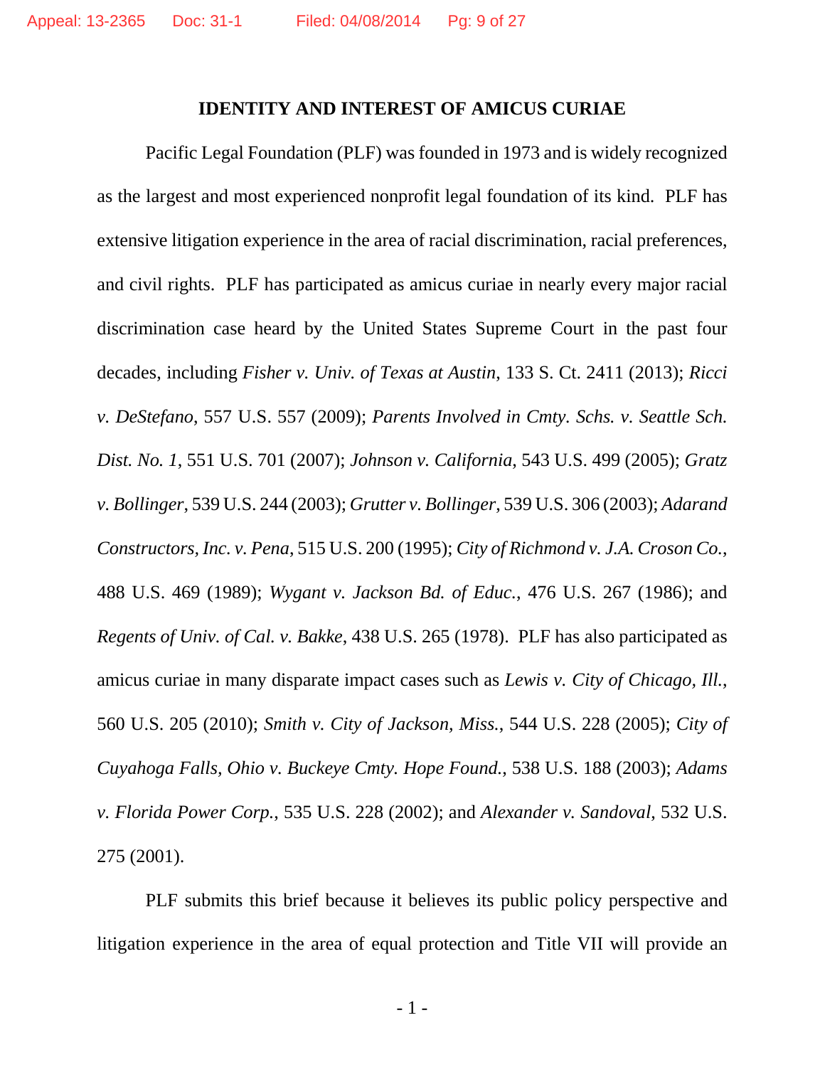## IDENTITY AND INTEREST OF AMICUS CURIAE

Pacific Legal Foundation (PLF) was founded in 1973 and is widely recognized as the largest and most experienced nonprofit legal foundation of its kind. PLF has extensive litigation experience in the area of racial discrimination, racial preferences, and civil rights. PLF has participated as amicus curiae in nearly every major racial discrimination case heard by the United States Supreme Court in the past four decades, including *Fisher v. Univ. of Texas at Austin*, 133 S. Ct. 2411 (2013); *Ricci v. DeStefano*, 557 U.S. 557 (2009); *Parents Involved in Cmty. Schs. v. Seattle Sch. Dist. No. 1*, 551 U.S. 701 (2007); *Johnson v. California*, 543 U.S. 499 (2005); *Gratz v. Bollinger*, 539 U.S. 244 (2003); *Grutter v. Bollinger*, 539 U.S. 306 (2003); *Adarand Constructors, Inc. v. Pena*, 515 U.S. 200 (1995); *City of Richmond v. J.A. Croson Co.*, 488 U.S. 469 (1989); *Wygant v. Jackson Bd. of Educ.*, 476 U.S. 267 (1986); and *Regents of Univ. of Cal. v. Bakke*, 438 U.S. 265 (1978). PLF has also participated as amicus curiae in many disparate impact cases such as *Lewis v. City of Chicago, Ill.*, 560 U.S. 205 (2010); *Smith v. City of Jackson, Miss.*, 544 U.S. 228 (2005); *City of Cuyahoga Falls, Ohio v. Buckeye Cmty. Hope Found.*, 538 U.S. 188 (2003); *Adams v. Florida Power Corp.*, 535 U.S. 228 (2002); and *Alexander v. Sandoval*, 532 U.S. 275 (2001).

PLF submits this brief because it believes its public policy perspective and litigation experience in the area of equal protection and Title VII will provide an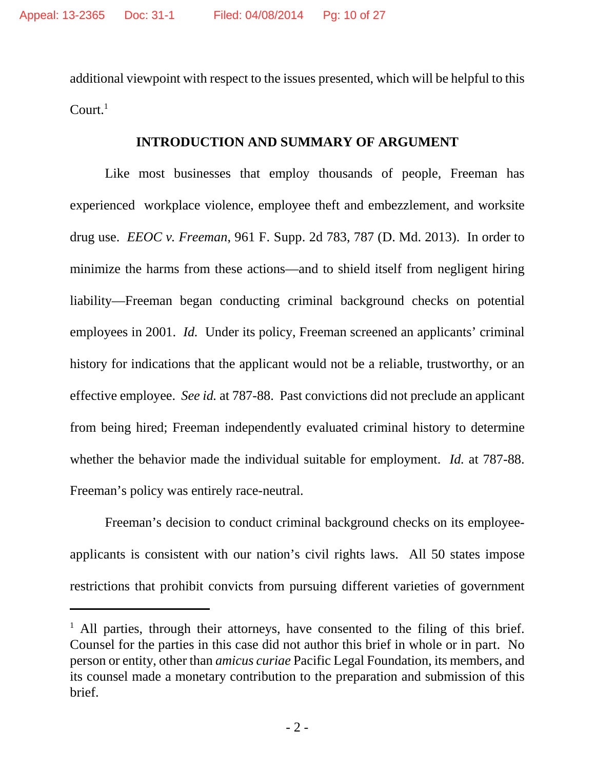additional viewpoint with respect to the issues presented, which will be helpful to this Court.[1]

## INTRODUCTION AND SUMMARY OF ARGUMENT

Like most businesses that employ thousands of people, Freeman has experienced workplace violence, employee theft and embezzlement, and worksite drug use. *EEOC v. Freeman*, 961 F. Supp. 2d 783, 787 (D. Md. 2013). In order to minimize the harms from these actions—and to shield itself from negligent hiring liability—Freeman began conducting criminal background checks on potential employees in 2001. *Id.* Under its policy, Freeman screened an applicants' criminal history for indications that the applicant would not be a reliable, trustworthy, or an effective employee. *See id.* at 787-88. Past convictions did not preclude an applicant from being hired; Freeman independently evaluated criminal history to determine whether the behavior made the individual suitable for employment. *Id.* at 787-88. Freeman's policy was entirely race-neutral.

Freeman's decision to conduct criminal background checks on its employee-applicants is consistent with our nation's civil rights laws. All 50 states impose restrictions that prohibit convicts from pursuing different varieties of government

---

[1] All parties, through their attorneys, have consented to the filing of this brief. Counsel for the parties in this case did not author this brief in whole or in part. No person or entity, other than *amicus curiae* Pacific Legal Foundation, its members, and its counsel made a monetary contribution to the preparation and submission of this brief.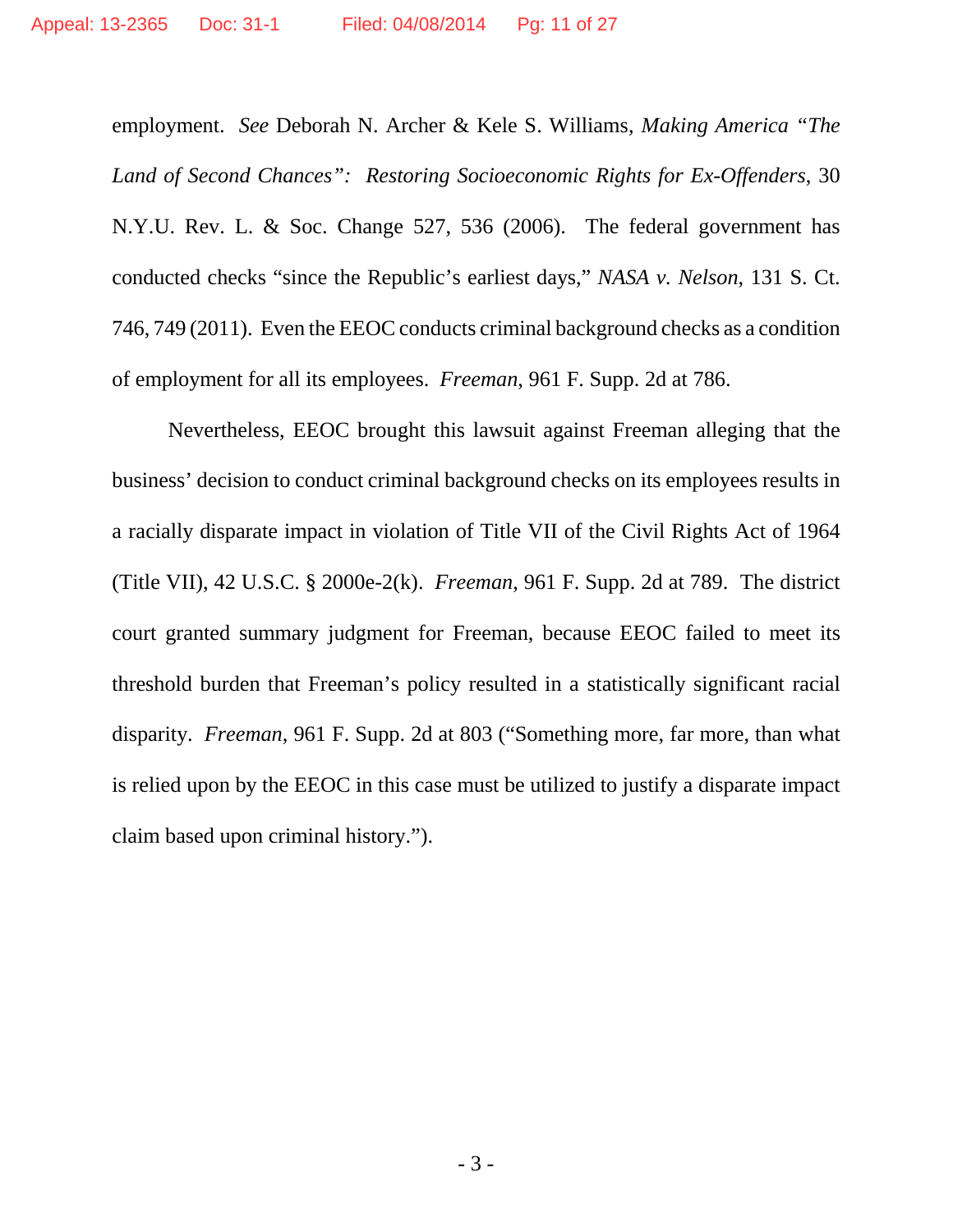employment. *See* Deborah N. Archer & Kele S. Williams, *Making America "The Land of Second Chances": Restoring Socioeconomic Rights for Ex-Offenders*, 30 N.Y.U. Rev. L. & Soc. Change 527, 536 (2006). The federal government has conducted checks "since the Republic's earliest days," *NASA v. Nelson*, 131 S. Ct. 746, 749 (2011). Even the EEOC conducts criminal background checks as a condition of employment for all its employees. *Freeman*, 961 F. Supp. 2d at 786.

Nevertheless, EEOC brought this lawsuit against Freeman alleging that the business' decision to conduct criminal background checks on its employees results in a racially disparate impact in violation of Title VII of the Civil Rights Act of 1964 (Title VII), 42 U.S.C. § 2000e-2(k). *Freeman*, 961 F. Supp. 2d at 789. The district court granted summary judgment for Freeman, because EEOC failed to meet its threshold burden that Freeman's policy resulted in a statistically significant racial disparity. *Freeman*, 961 F. Supp. 2d at 803 ("Something more, far more, than what is relied upon by the EEOC in this case must be utilized to justify a disparate impact claim based upon criminal history.").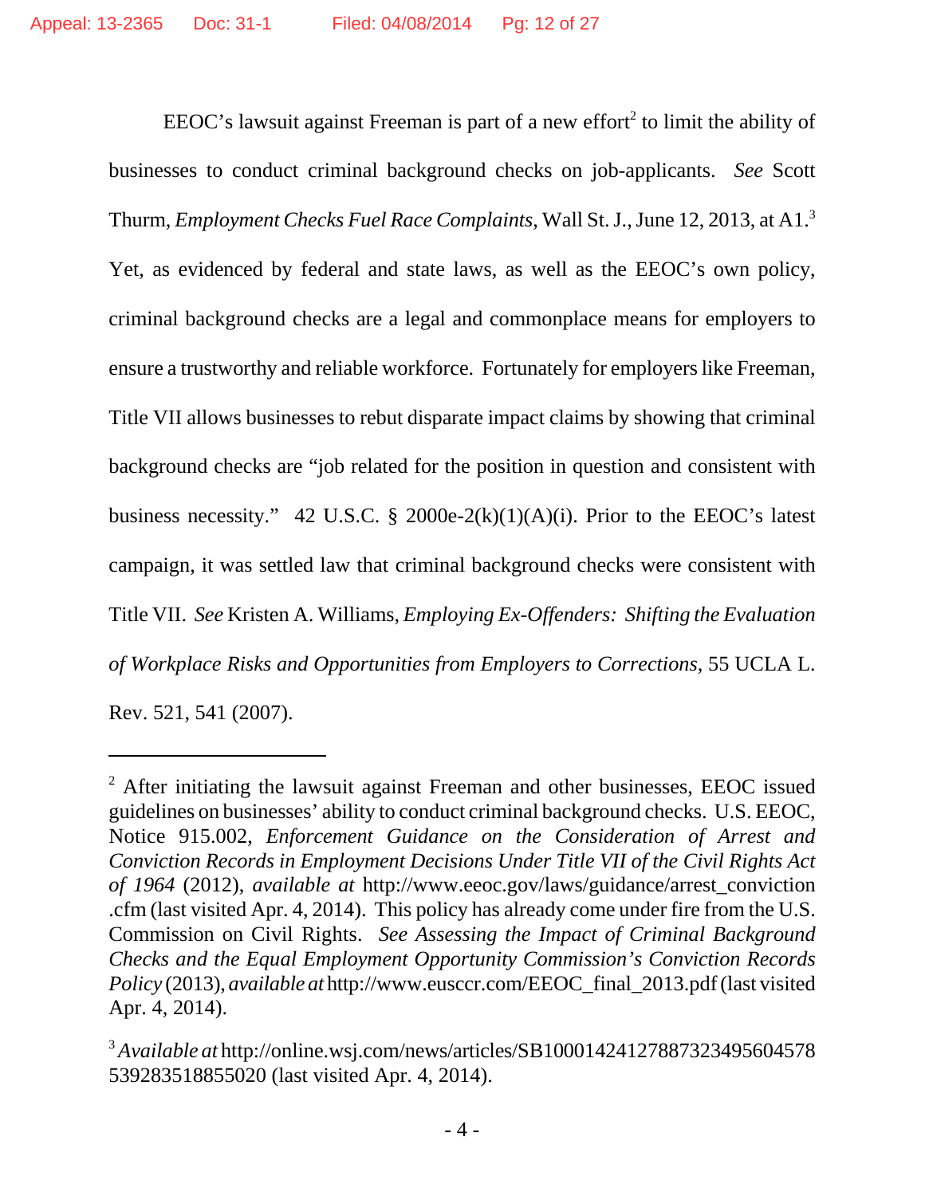EEOC's lawsuit against Freeman is part of a new effort[2] to limit the ability of businesses to conduct criminal background checks on job-applicants. *See* Scott Thurm, *Employment Checks Fuel Race Complaints*, Wall St. J., June 12, 2013, at A1.[3] Yet, as evidenced by federal and state laws, as well as the EEOC's own policy, criminal background checks are a legal and commonplace means for employers to ensure a trustworthy and reliable workforce. Fortunately for employers like Freeman, Title VII allows businesses to rebut disparate impact claims by showing that criminal background checks are "job related for the position in question and consistent with business necessity." 42 U.S.C. § 2000e-2(k)(1)(A)(i). Prior to the EEOC's latest campaign, it was settled law that criminal background checks were consistent with Title VII. *See* Kristen A. Williams, *Employing Ex-Offenders: Shifting the Evaluation of Workplace Risks and Opportunities from Employers to Corrections*, 55 UCLA L. Rev. 521, 541 (2007).

---

[2] After initiating the lawsuit against Freeman and other businesses, EEOC issued guidelines on businesses' ability to conduct criminal background checks. U.S. EEOC, Notice 915.002, *Enforcement Guidance on the Consideration of Arrest and Conviction Records in Employment Decisions Under Title VII of the Civil Rights Act of 1964* (2012), *available at* http://www.eeoc.gov/laws/guidance/arrest_conviction.cfm (last visited Apr. 4, 2014). This policy has already come under fire from the U.S. Commission on Civil Rights. *See Assessing the Impact of Criminal Background Checks and the Equal Employment Opportunity Commission's Conviction Records Policy* (2013), *available at* http://www.eusccr.com/EEOC_final_2013.pdf (last visited Apr. 4, 2014).

[3] *Available at* http://online.wsj.com/news/articles/SB10001424127887323495604578539283518855020 (last visited Apr. 4, 2014).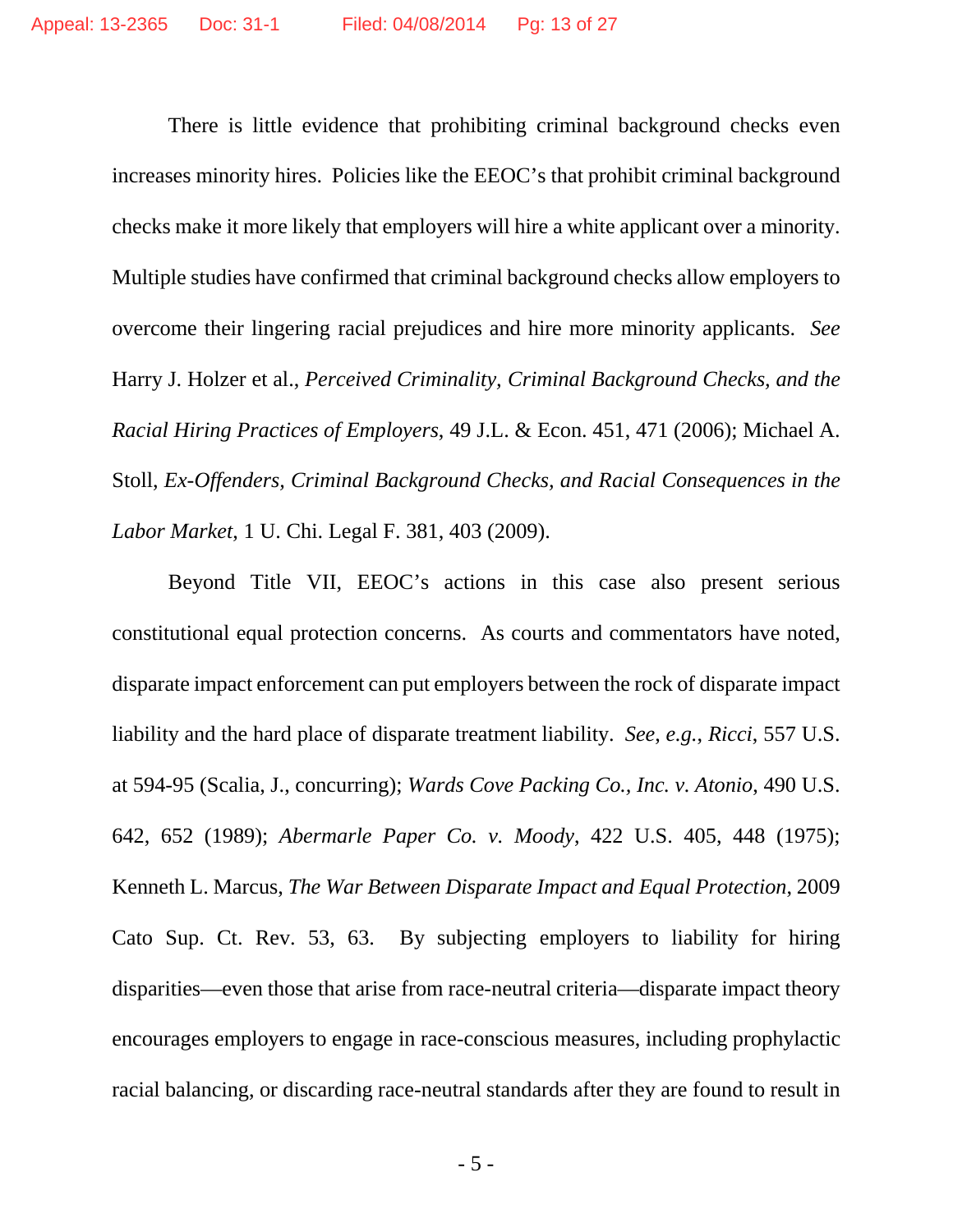There is little evidence that prohibiting criminal background checks even increases minority hires. Policies like the EEOC's that prohibit criminal background checks make it more likely that employers will hire a white applicant over a minority. Multiple studies have confirmed that criminal background checks allow employers to overcome their lingering racial prejudices and hire more minority applicants. *See* Harry J. Holzer et al., *Perceived Criminality, Criminal Background Checks, and the Racial Hiring Practices of Employers*, 49 J.L. & Econ. 451, 471 (2006); Michael A. Stoll, *Ex-Offenders, Criminal Background Checks, and Racial Consequences in the Labor Market*, 1 U. Chi. Legal F. 381, 403 (2009).

Beyond Title VII, EEOC's actions in this case also present serious constitutional equal protection concerns. As courts and commentators have noted, disparate impact enforcement can put employers between the rock of disparate impact liability and the hard place of disparate treatment liability. *See, e.g., Ricci*, 557 U.S. at 594-95 (Scalia, J., concurring); *Wards Cove Packing Co., Inc. v. Atonio*, 490 U.S. 642, 652 (1989); *Abermarle Paper Co. v. Moody*, 422 U.S. 405, 448 (1975); Kenneth L. Marcus, *The War Between Disparate Impact and Equal Protection*, 2009 Cato Sup. Ct. Rev. 53, 63. By subjecting employers to liability for hiring disparities—even those that arise from race-neutral criteria—disparate impact theory encourages employers to engage in race-conscious measures, including prophylactic racial balancing, or discarding race-neutral standards after they are found to result in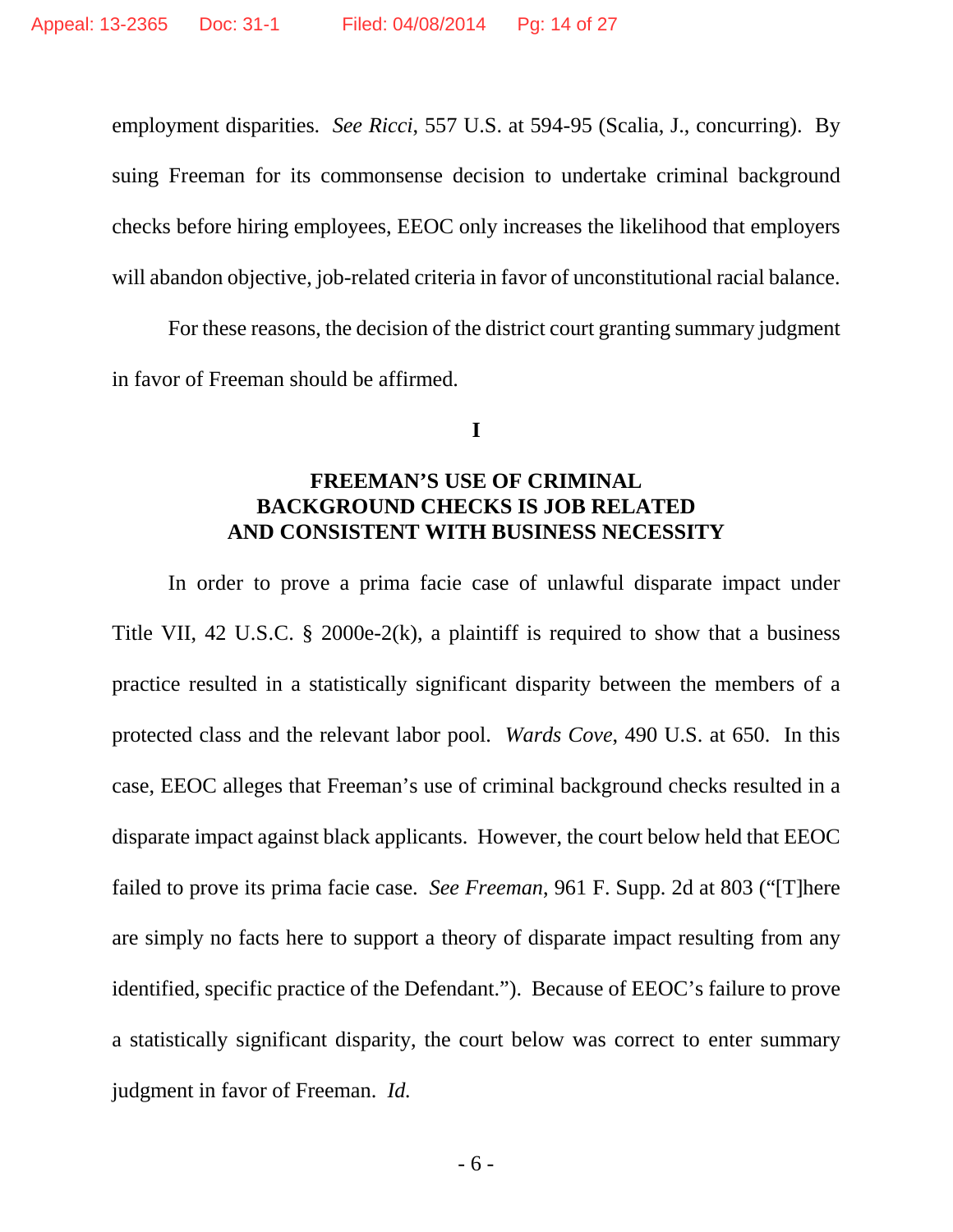employment disparities. *See Ricci*, 557 U.S. at 594-95 (Scalia, J., concurring). By suing Freeman for its commonsense decision to undertake criminal background checks before hiring employees, EEOC only increases the likelihood that employers will abandon objective, job-related criteria in favor of unconstitutional racial balance.

For these reasons, the decision of the district court granting summary judgment in favor of Freeman should be affirmed.

## I

## FREEMAN'S USE OF CRIMINAL BACKGROUND CHECKS IS JOB RELATED AND CONSISTENT WITH BUSINESS NECESSITY

In order to prove a prima facie case of unlawful disparate impact under Title VII, 42 U.S.C. § 2000e-2(k), a plaintiff is required to show that a business practice resulted in a statistically significant disparity between the members of a protected class and the relevant labor pool. *Wards Cove*, 490 U.S. at 650. In this case, EEOC alleges that Freeman's use of criminal background checks resulted in a disparate impact against black applicants. However, the court below held that EEOC failed to prove its prima facie case. *See Freeman*, 961 F. Supp. 2d at 803 ("[T]here are simply no facts here to support a theory of disparate impact resulting from any identified, specific practice of the Defendant."). Because of EEOC's failure to prove a statistically significant disparity, the court below was correct to enter summary judgment in favor of Freeman. *Id.*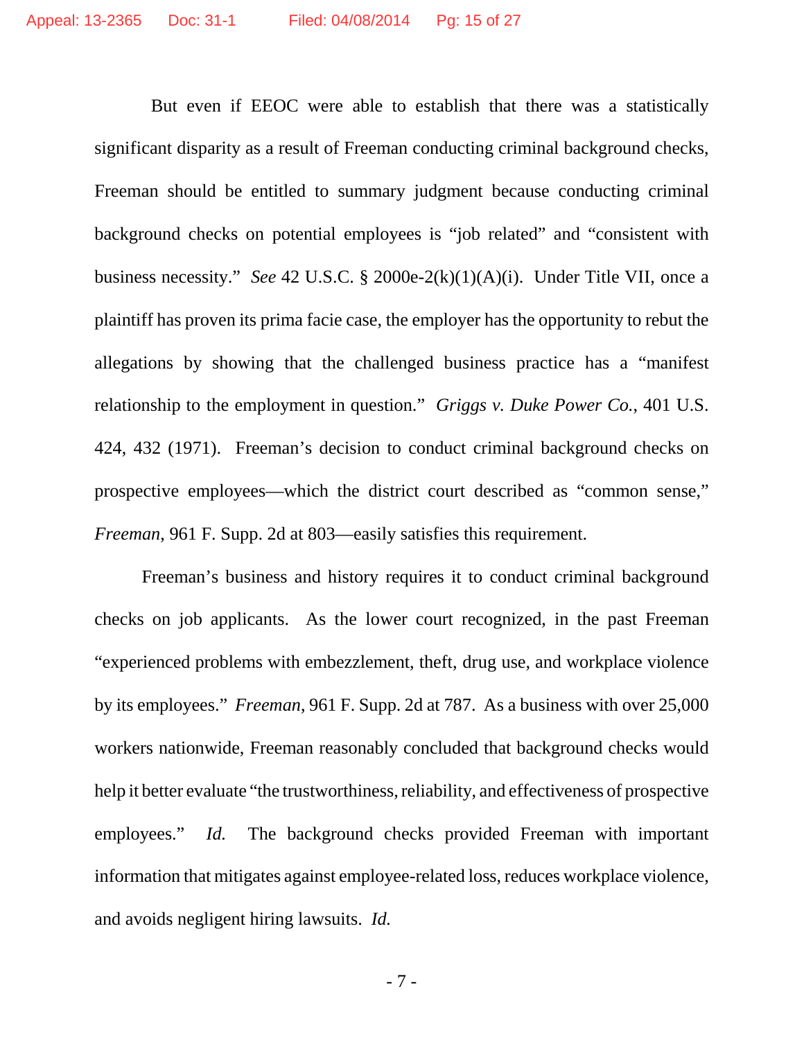But even if EEOC were able to establish that there was a statistically significant disparity as a result of Freeman conducting criminal background checks, Freeman should be entitled to summary judgment because conducting criminal background checks on potential employees is "job related" and "consistent with business necessity." *See* 42 U.S.C. § 2000e-2(k)(1)(A)(i). Under Title VII, once a plaintiff has proven its prima facie case, the employer has the opportunity to rebut the allegations by showing that the challenged business practice has a "manifest relationship to the employment in question." *Griggs v. Duke Power Co.*, 401 U.S. 424, 432 (1971). Freeman's decision to conduct criminal background checks on prospective employees—which the district court described as "common sense," *Freeman*, 961 F. Supp. 2d at 803—easily satisfies this requirement.

Freeman's business and history requires it to conduct criminal background checks on job applicants. As the lower court recognized, in the past Freeman "experienced problems with embezzlement, theft, drug use, and workplace violence by its employees." *Freeman*, 961 F. Supp. 2d at 787. As a business with over 25,000 workers nationwide, Freeman reasonably concluded that background checks would help it better evaluate "the trustworthiness, reliability, and effectiveness of prospective employees." *Id.* The background checks provided Freeman with important information that mitigates against employee-related loss, reduces workplace violence, and avoids negligent hiring lawsuits. *Id.*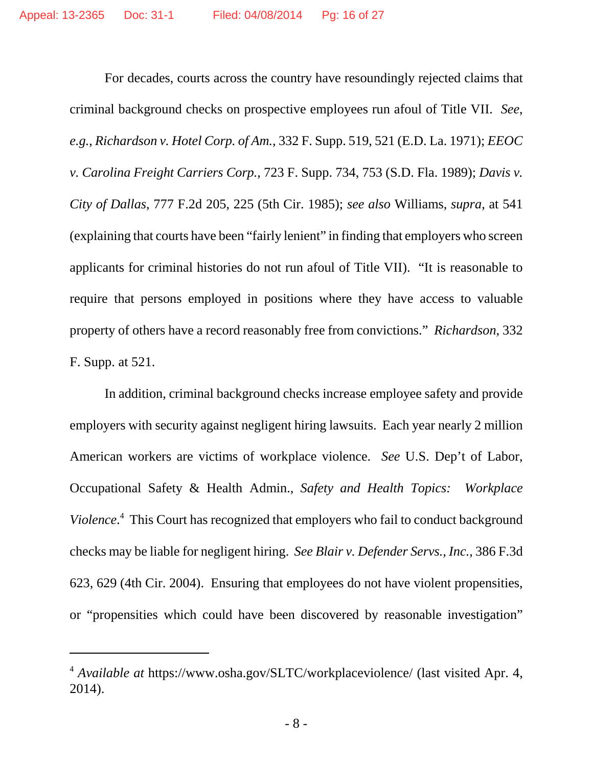For decades, courts across the country have resoundingly rejected claims that criminal background checks on prospective employees run afoul of Title VII. *See, e.g.*, *Richardson v. Hotel Corp. of Am.*, 332 F. Supp. 519, 521 (E.D. La. 1971); *EEOC v. Carolina Freight Carriers Corp.*, 723 F. Supp. 734, 753 (S.D. Fla. 1989); *Davis v. City of Dallas*, 777 F.2d 205, 225 (5th Cir. 1985); *see also* Williams, *supra*, at 541 (explaining that courts have been "fairly lenient" in finding that employers who screen applicants for criminal histories do not run afoul of Title VII). "It is reasonable to require that persons employed in positions where they have access to valuable property of others have a record reasonably free from convictions." *Richardson*, 332 F. Supp. at 521.

In addition, criminal background checks increase employee safety and provide employers with security against negligent hiring lawsuits. Each year nearly 2 million American workers are victims of workplace violence. *See* U.S. Dep't of Labor, Occupational Safety & Health Admin., *Safety and Health Topics: Workplace Violence*.[4] This Court has recognized that employers who fail to conduct background checks may be liable for negligent hiring. *See Blair v. Defender Servs., Inc.*, 386 F.3d 623, 629 (4th Cir. 2004). Ensuring that employees do not have violent propensities, or "propensities which could have been discovered by reasonable investigation"

---

[4] *Available at* https://www.osha.gov/SLTC/workplaceviolence/ (last visited Apr. 4, 2014).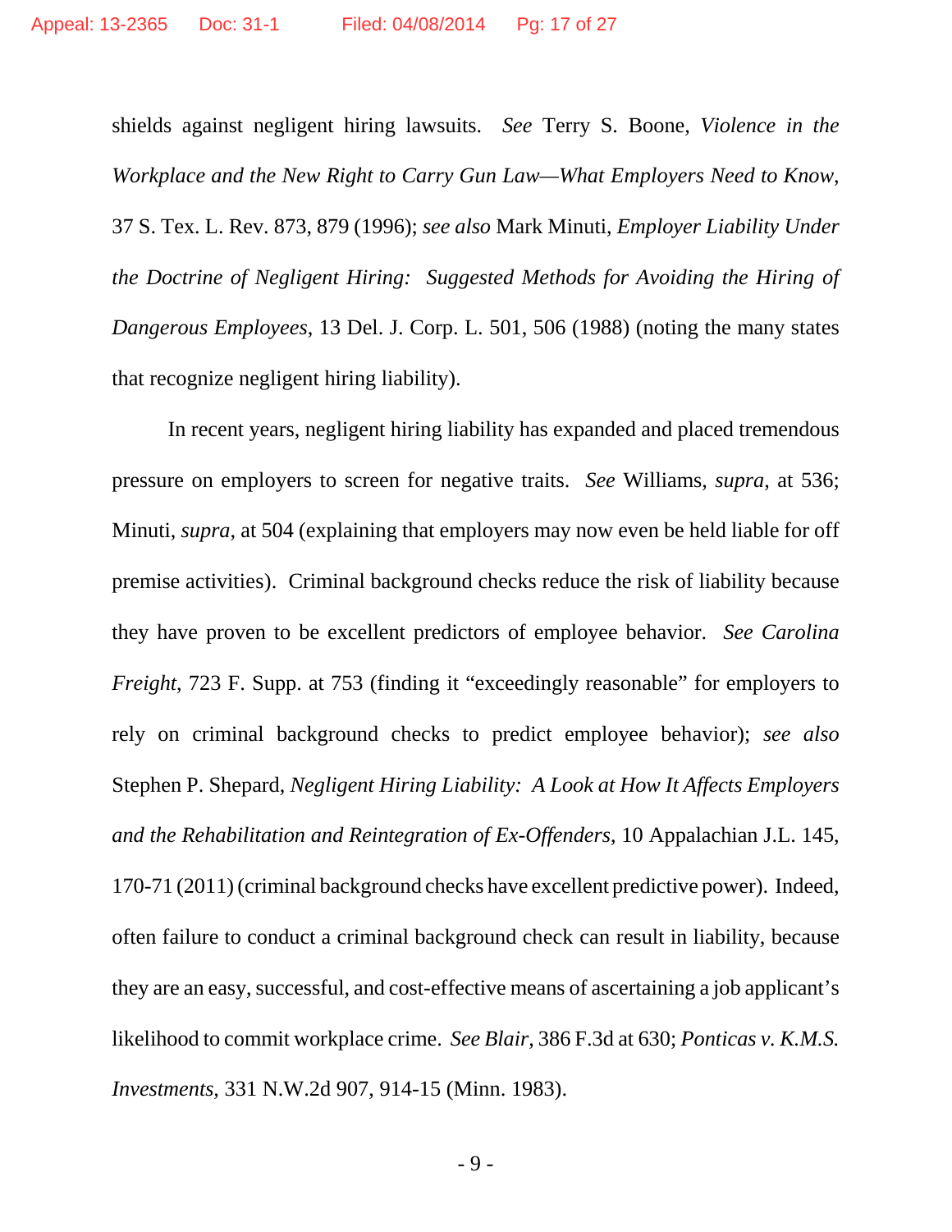shields against negligent hiring lawsuits. *See* Terry S. Boone, *Violence in the Workplace and the New Right to Carry Gun Law—What Employers Need to Know*, 37 S. Tex. L. Rev. 873, 879 (1996); *see also* Mark Minuti, *Employer Liability Under the Doctrine of Negligent Hiring: Suggested Methods for Avoiding the Hiring of Dangerous Employees*, 13 Del. J. Corp. L. 501, 506 (1988) (noting the many states that recognize negligent hiring liability).

In recent years, negligent hiring liability has expanded and placed tremendous pressure on employers to screen for negative traits. *See* Williams, *supra*, at 536; Minuti, *supra*, at 504 (explaining that employers may now even be held liable for off premise activities). Criminal background checks reduce the risk of liability because they have proven to be excellent predictors of employee behavior. *See Carolina Freight*, 723 F. Supp. at 753 (finding it "exceedingly reasonable" for employers to rely on criminal background checks to predict employee behavior); *see also* Stephen P. Shepard, *Negligent Hiring Liability: A Look at How It Affects Employers and the Rehabilitation and Reintegration of Ex-Offenders*, 10 Appalachian J.L. 145, 170-71 (2011) (criminal background checks have excellent predictive power). Indeed, often failure to conduct a criminal background check can result in liability, because they are an easy, successful, and cost-effective means of ascertaining a job applicant's likelihood to commit workplace crime. *See Blair*, 386 F.3d at 630; *Ponticas v. K.M.S. Investments*, 331 N.W.2d 907, 914-15 (Minn. 1983).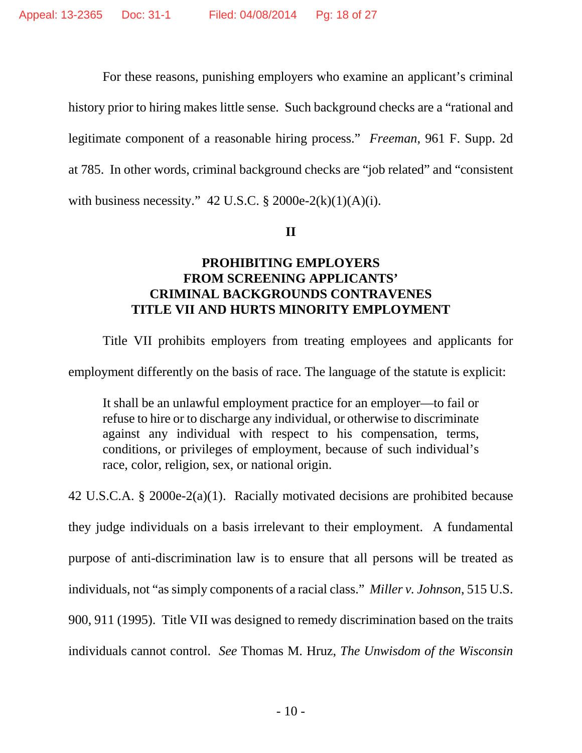For these reasons, punishing employers who examine an applicant's criminal history prior to hiring makes little sense. Such background checks are a "rational and legitimate component of a reasonable hiring process." *Freeman*, 961 F. Supp. 2d at 785. In other words, criminal background checks are "job related" and "consistent with business necessity." 42 U.S.C. § 2000e-2(k)(1)(A)(i).

## II

## PROHIBITING EMPLOYERS FROM SCREENING APPLICANTS' CRIMINAL BACKGROUNDS CONTRAVENES TITLE VII AND HURTS MINORITY EMPLOYMENT

Title VII prohibits employers from treating employees and applicants for employment differently on the basis of race. The language of the statute is explicit:

> It shall be an unlawful employment practice for an employer—to fail or refuse to hire or to discharge any individual, or otherwise to discriminate against any individual with respect to his compensation, terms, conditions, or privileges of employment, because of such individual's race, color, religion, sex, or national origin.

42 U.S.C.A. § 2000e-2(a)(1). Racially motivated decisions are prohibited because they judge individuals on a basis irrelevant to their employment. A fundamental purpose of anti-discrimination law is to ensure that all persons will be treated as individuals, not "as simply components of a racial class." *Miller v. Johnson*, 515 U.S. 900, 911 (1995). Title VII was designed to remedy discrimination based on the traits individuals cannot control. *See* Thomas M. Hruz, *The Unwisdom of the Wisconsin*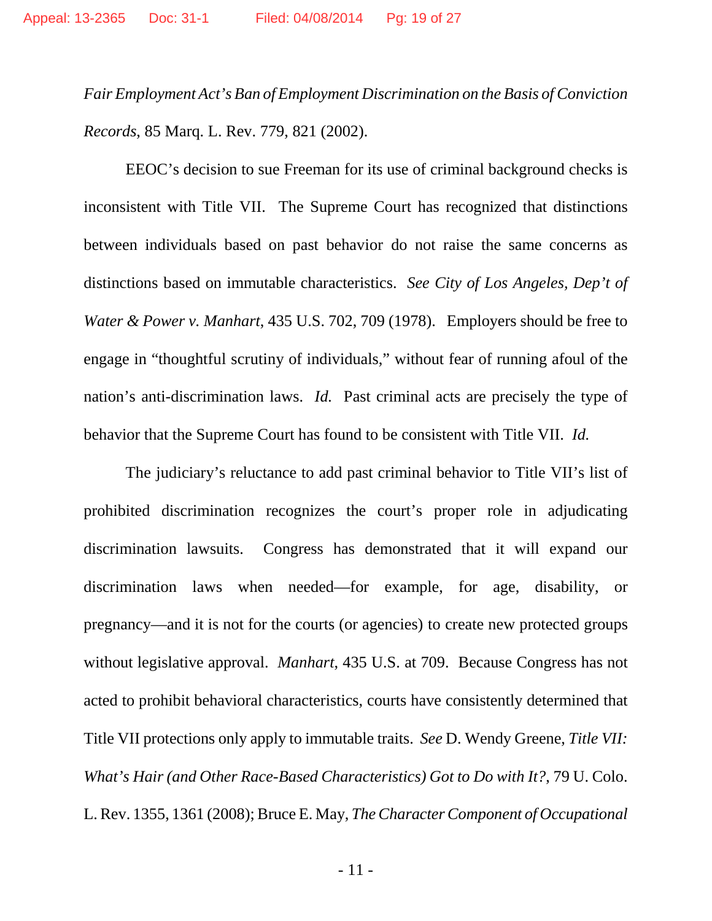*Fair Employment Act's Ban of Employment Discrimination on the Basis of Conviction Records*, 85 Marq. L. Rev. 779, 821 (2002).

EEOC's decision to sue Freeman for its use of criminal background checks is inconsistent with Title VII. The Supreme Court has recognized that distinctions between individuals based on past behavior do not raise the same concerns as distinctions based on immutable characteristics. *See City of Los Angeles, Dep't of Water & Power v. Manhart*, 435 U.S. 702, 709 (1978). Employers should be free to engage in "thoughtful scrutiny of individuals," without fear of running afoul of the nation's anti-discrimination laws. *Id.* Past criminal acts are precisely the type of behavior that the Supreme Court has found to be consistent with Title VII. *Id.*

The judiciary's reluctance to add past criminal behavior to Title VII's list of prohibited discrimination recognizes the court's proper role in adjudicating discrimination lawsuits. Congress has demonstrated that it will expand our discrimination laws when needed—for example, for age, disability, or pregnancy—and it is not for the courts (or agencies) to create new protected groups without legislative approval. *Manhart*, 435 U.S. at 709. Because Congress has not acted to prohibit behavioral characteristics, courts have consistently determined that Title VII protections only apply to immutable traits. *See* D. Wendy Greene, *Title VII: What's Hair (and Other Race-Based Characteristics) Got to Do with It?*, 79 U. Colo. L. Rev. 1355, 1361 (2008); Bruce E. May, *The Character Component of Occupational*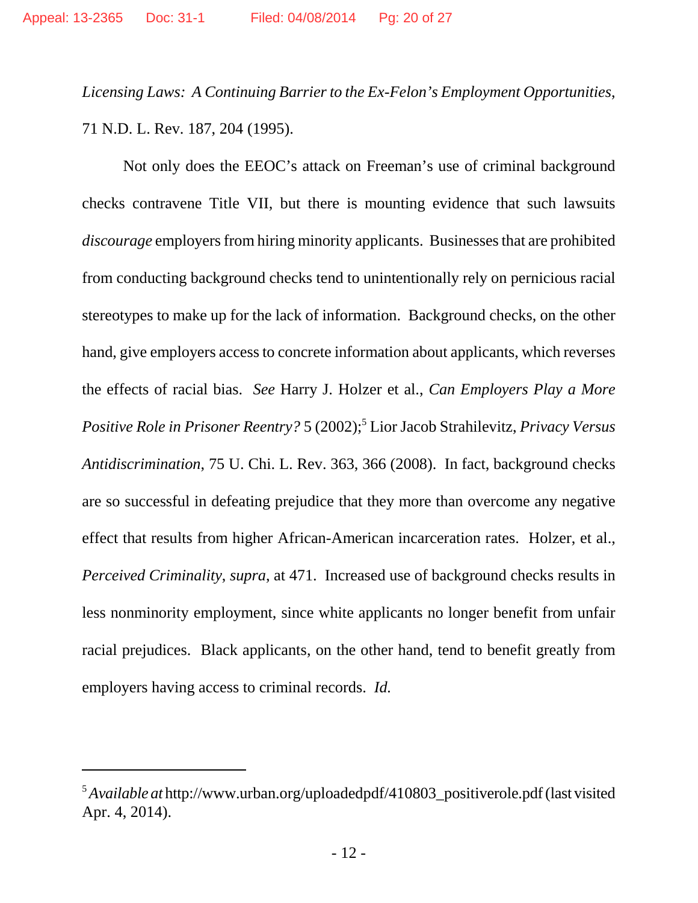*Licensing Laws: A Continuing Barrier to the Ex-Felon's Employment Opportunities*, 71 N.D. L. Rev. 187, 204 (1995).

Not only does the EEOC's attack on Freeman's use of criminal background checks contravene Title VII, but there is mounting evidence that such lawsuits *discourage* employers from hiring minority applicants. Businesses that are prohibited from conducting background checks tend to unintentionally rely on pernicious racial stereotypes to make up for the lack of information. Background checks, on the other hand, give employers access to concrete information about applicants, which reverses the effects of racial bias. *See* Harry J. Holzer et al., *Can Employers Play a More Positive Role in Prisoner Reentry?* 5 (2002);[5] Lior Jacob Strahilevitz, *Privacy Versus Antidiscrimination*, 75 U. Chi. L. Rev. 363, 366 (2008). In fact, background checks are so successful in defeating prejudice that they more than overcome any negative effect that results from higher African-American incarceration rates. Holzer, et al., *Perceived Criminality*, *supra*, at 471. Increased use of background checks results in less nonminority employment, since white applicants no longer benefit from unfair racial prejudices. Black applicants, on the other hand, tend to benefit greatly from employers having access to criminal records. *Id.*

---

[5] *Available at* http://www.urban.org/uploadedpdf/410803_positiverole.pdf (last visited Apr. 4, 2014).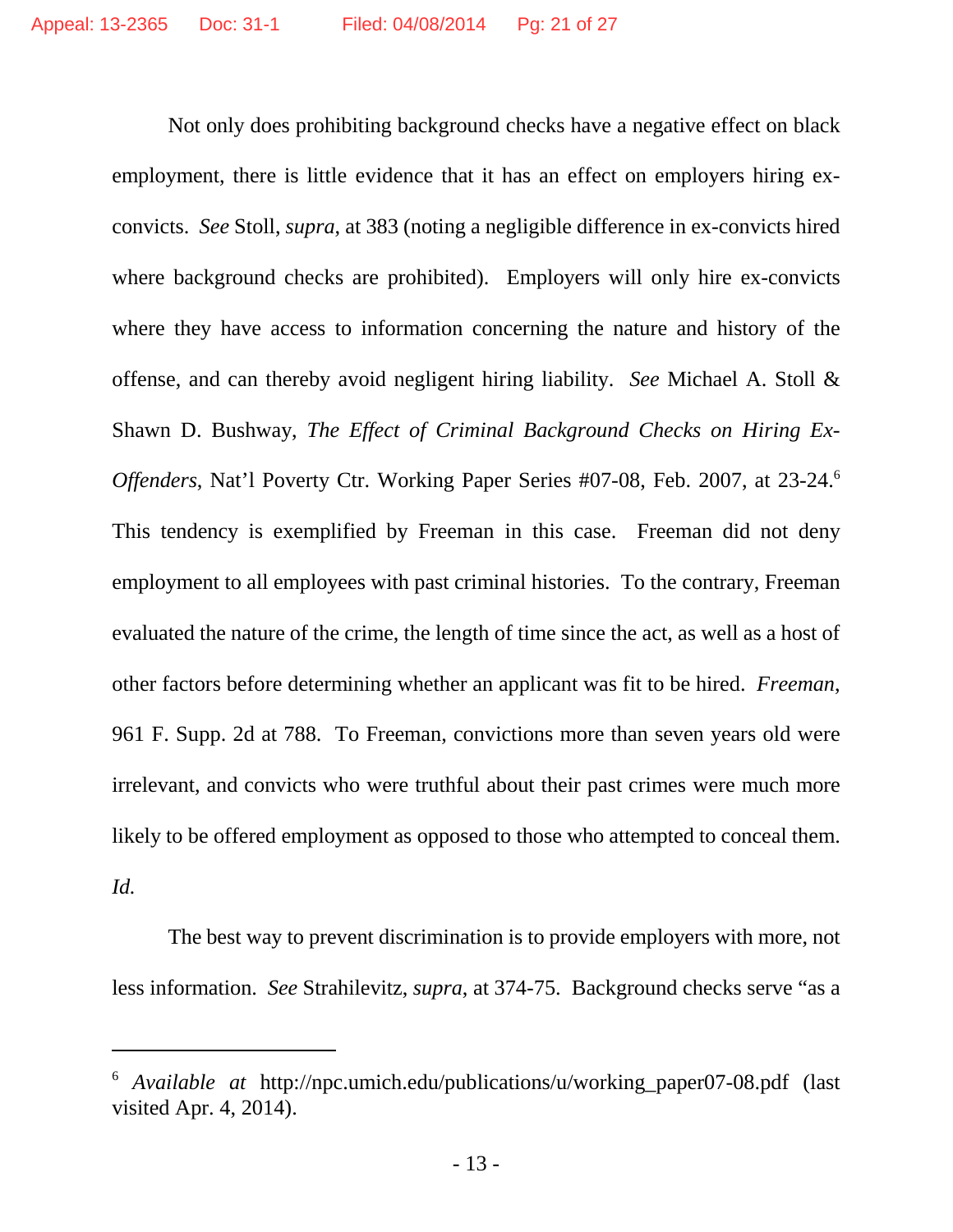Not only does prohibiting background checks have a negative effect on black employment, there is little evidence that it has an effect on employers hiring ex-convicts. *See* Stoll, *supra*, at 383 (noting a negligible difference in ex-convicts hired where background checks are prohibited). Employers will only hire ex-convicts where they have access to information concerning the nature and history of the offense, and can thereby avoid negligent hiring liability. *See* Michael A. Stoll & Shawn D. Bushway, *The Effect of Criminal Background Checks on Hiring Ex-Offenders*, Nat'l Poverty Ctr. Working Paper Series #07-08, Feb. 2007, at 23-24.[6] This tendency is exemplified by Freeman in this case. Freeman did not deny employment to all employees with past criminal histories. To the contrary, Freeman evaluated the nature of the crime, the length of time since the act, as well as a host of other factors before determining whether an applicant was fit to be hired. *Freeman*, 961 F. Supp. 2d at 788. To Freeman, convictions more than seven years old were irrelevant, and convicts who were truthful about their past crimes were much more likely to be offered employment as opposed to those who attempted to conceal them. *Id.*

The best way to prevent discrimination is to provide employers with more, not less information. *See* Strahilevitz, *supra*, at 374-75. Background checks serve "as a

---

[6] *Available at* http://npc.umich.edu/publications/u/working_paper07-08.pdf (last visited Apr. 4, 2014).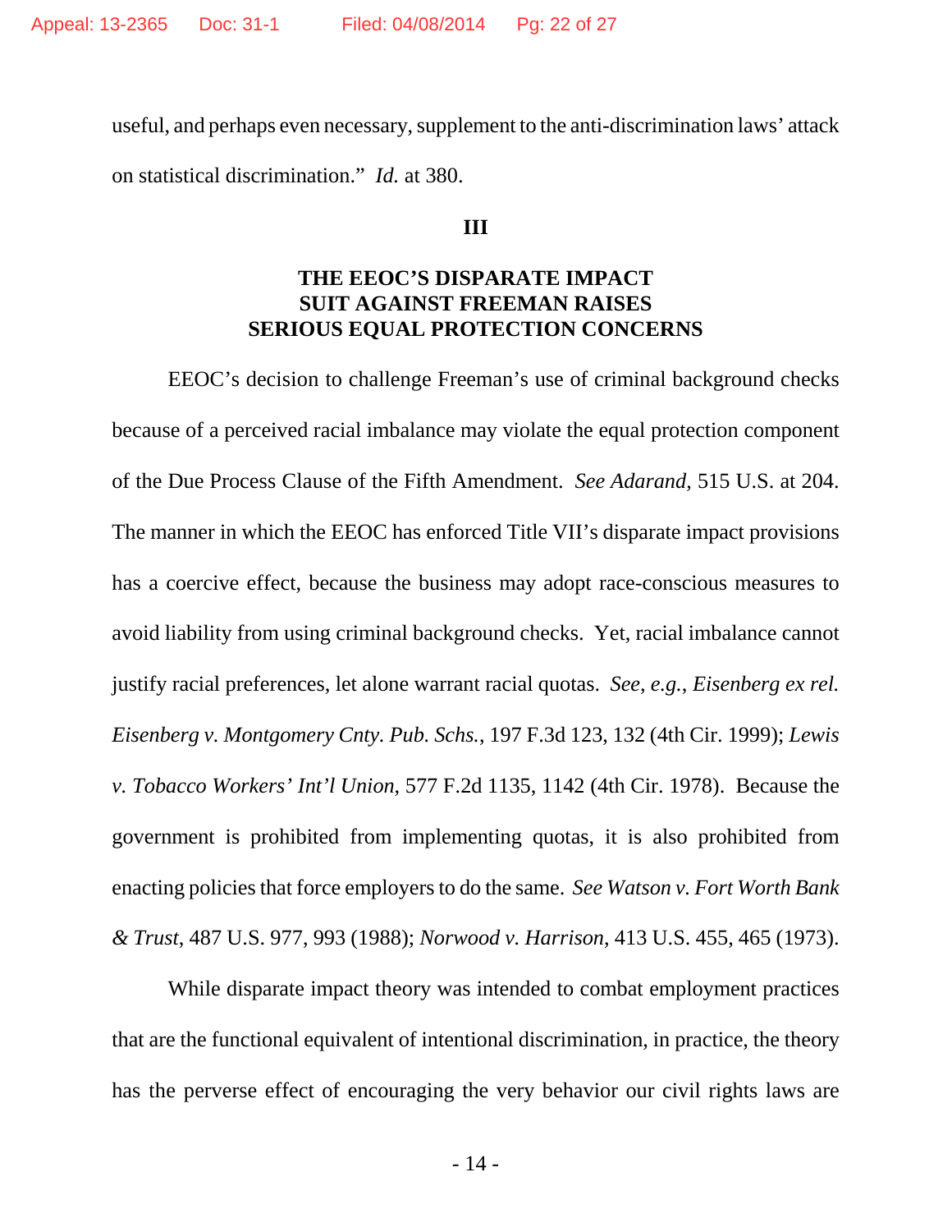useful, and perhaps even necessary, supplement to the anti-discrimination laws' attack on statistical discrimination." *Id.* at 380.

**III**

**THE EEOC'S DISPARATE IMPACT SUIT AGAINST FREEMAN RAISES SERIOUS EQUAL PROTECTION CONCERNS**

EEOC's decision to challenge Freeman's use of criminal background checks because of a perceived racial imbalance may violate the equal protection component of the Due Process Clause of the Fifth Amendment. *See Adarand*, 515 U.S. at 204. The manner in which the EEOC has enforced Title VII's disparate impact provisions has a coercive effect, because the business may adopt race-conscious measures to avoid liability from using criminal background checks. Yet, racial imbalance cannot justify racial preferences, let alone warrant racial quotas. *See, e.g., Eisenberg ex rel. Eisenberg v. Montgomery Cnty. Pub. Schs.*, 197 F.3d 123, 132 (4th Cir. 1999); *Lewis v. Tobacco Workers' Int'l Union*, 577 F.2d 1135, 1142 (4th Cir. 1978). Because the government is prohibited from implementing quotas, it is also prohibited from enacting policies that force employers to do the same. *See Watson v. Fort Worth Bank & Trust*, 487 U.S. 977, 993 (1988); *Norwood v. Harrison*, 413 U.S. 455, 465 (1973).

While disparate impact theory was intended to combat employment practices that are the functional equivalent of intentional discrimination, in practice, the theory has the perverse effect of encouraging the very behavior our civil rights laws are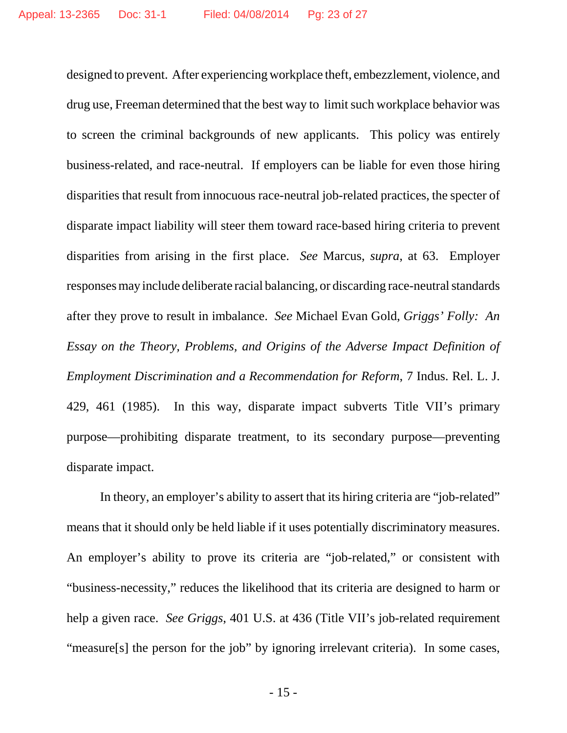designed to prevent. After experiencing workplace theft, embezzlement, violence, and drug use, Freeman determined that the best way to limit such workplace behavior was to screen the criminal backgrounds of new applicants. This policy was entirely business-related, and race-neutral. If employers can be liable for even those hiring disparities that result from innocuous race-neutral job-related practices, the specter of disparate impact liability will steer them toward race-based hiring criteria to prevent disparities from arising in the first place. *See* Marcus, *supra*, at 63. Employer responses may include deliberate racial balancing, or discarding race-neutral standards after they prove to result in imbalance. *See* Michael Evan Gold, *Griggs' Folly: An Essay on the Theory, Problems, and Origins of the Adverse Impact Definition of Employment Discrimination and a Recommendation for Reform*, 7 Indus. Rel. L. J. 429, 461 (1985). In this way, disparate impact subverts Title VII's primary purpose—prohibiting disparate treatment, to its secondary purpose—preventing disparate impact.

In theory, an employer's ability to assert that its hiring criteria are "job-related" means that it should only be held liable if it uses potentially discriminatory measures. An employer's ability to prove its criteria are "job-related," or consistent with "business-necessity," reduces the likelihood that its criteria are designed to harm or help a given race. *See Griggs*, 401 U.S. at 436 (Title VII's job-related requirement "measure[s] the person for the job" by ignoring irrelevant criteria). In some cases,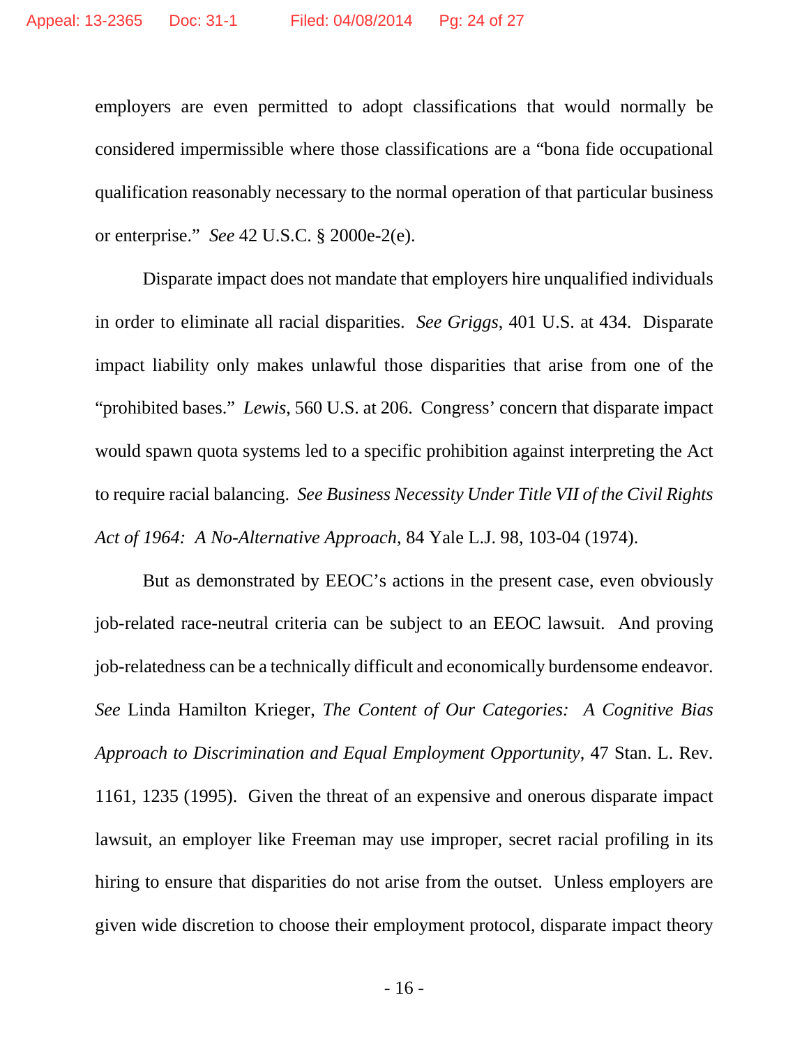employers are even permitted to adopt classifications that would normally be considered impermissible where those classifications are a "bona fide occupational qualification reasonably necessary to the normal operation of that particular business or enterprise." *See* 42 U.S.C. § 2000e-2(e).

Disparate impact does not mandate that employers hire unqualified individuals in order to eliminate all racial disparities. *See Griggs*, 401 U.S. at 434. Disparate impact liability only makes unlawful those disparities that arise from one of the "prohibited bases." *Lewis*, 560 U.S. at 206. Congress' concern that disparate impact would spawn quota systems led to a specific prohibition against interpreting the Act to require racial balancing. *See Business Necessity Under Title VII of the Civil Rights Act of 1964: A No-Alternative Approach*, 84 Yale L.J. 98, 103-04 (1974).

But as demonstrated by EEOC's actions in the present case, even obviously job-related race-neutral criteria can be subject to an EEOC lawsuit. And proving job-relatedness can be a technically difficult and economically burdensome endeavor. *See* Linda Hamilton Krieger, *The Content of Our Categories: A Cognitive Bias Approach to Discrimination and Equal Employment Opportunity*, 47 Stan. L. Rev. 1161, 1235 (1995). Given the threat of an expensive and onerous disparate impact lawsuit, an employer like Freeman may use improper, secret racial profiling in its hiring to ensure that disparities do not arise from the outset. Unless employers are given wide discretion to choose their employment protocol, disparate impact theory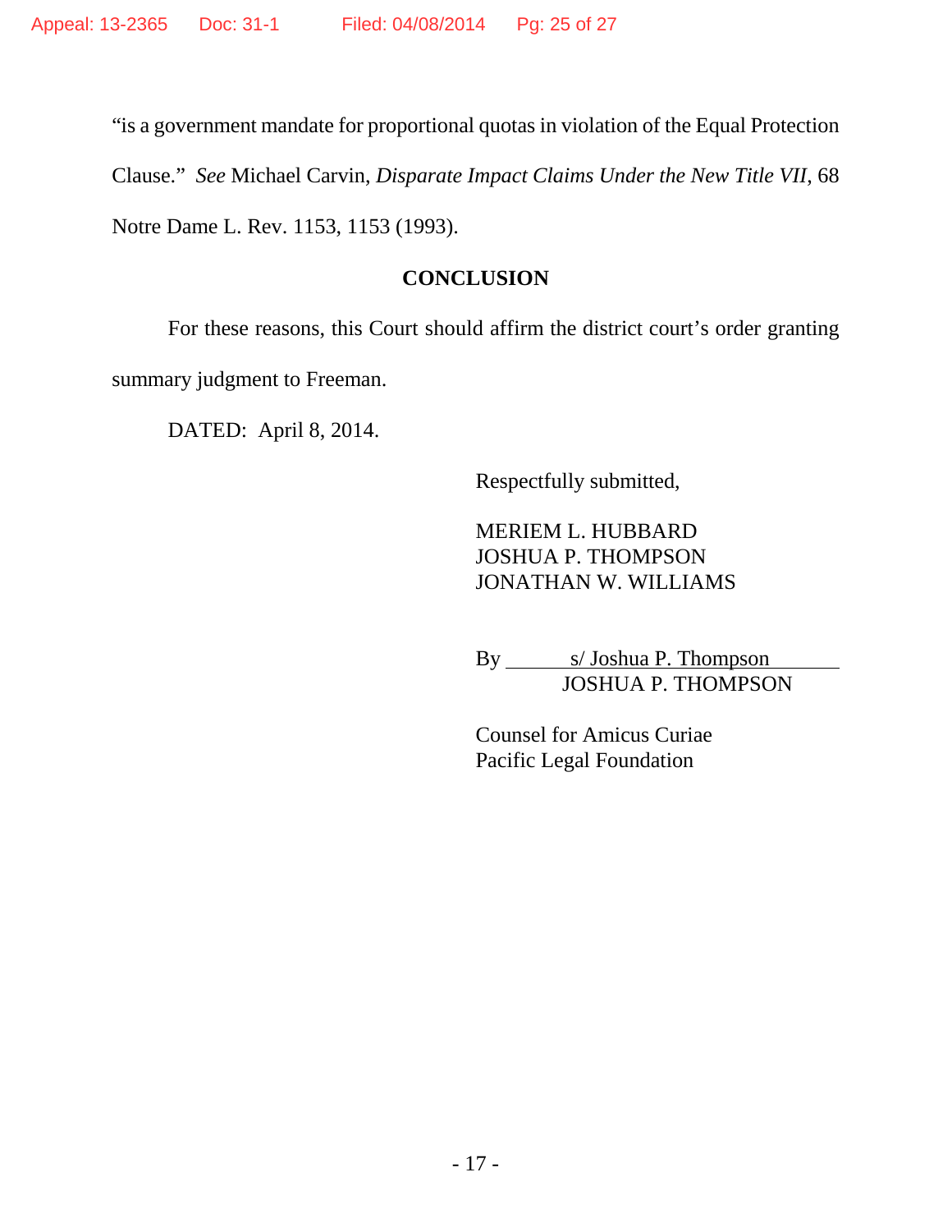"is a government mandate for proportional quotas in violation of the Equal Protection Clause." *See* Michael Carvin, *Disparate Impact Claims Under the New Title VII*, 68 Notre Dame L. Rev. 1153, 1153 (1993).

## CONCLUSION

For these reasons, this Court should affirm the district court's order granting summary judgment to Freeman.

DATED: April 8, 2014.

Respectfully submitted,

MERIEM L. HUBBARD
JOSHUA P. THOMPSON
JONATHAN W. WILLIAMS

By s/ Joshua P. Thompson
JOSHUA P. THOMPSON

Counsel for Amicus Curiae
Pacific Legal Foundation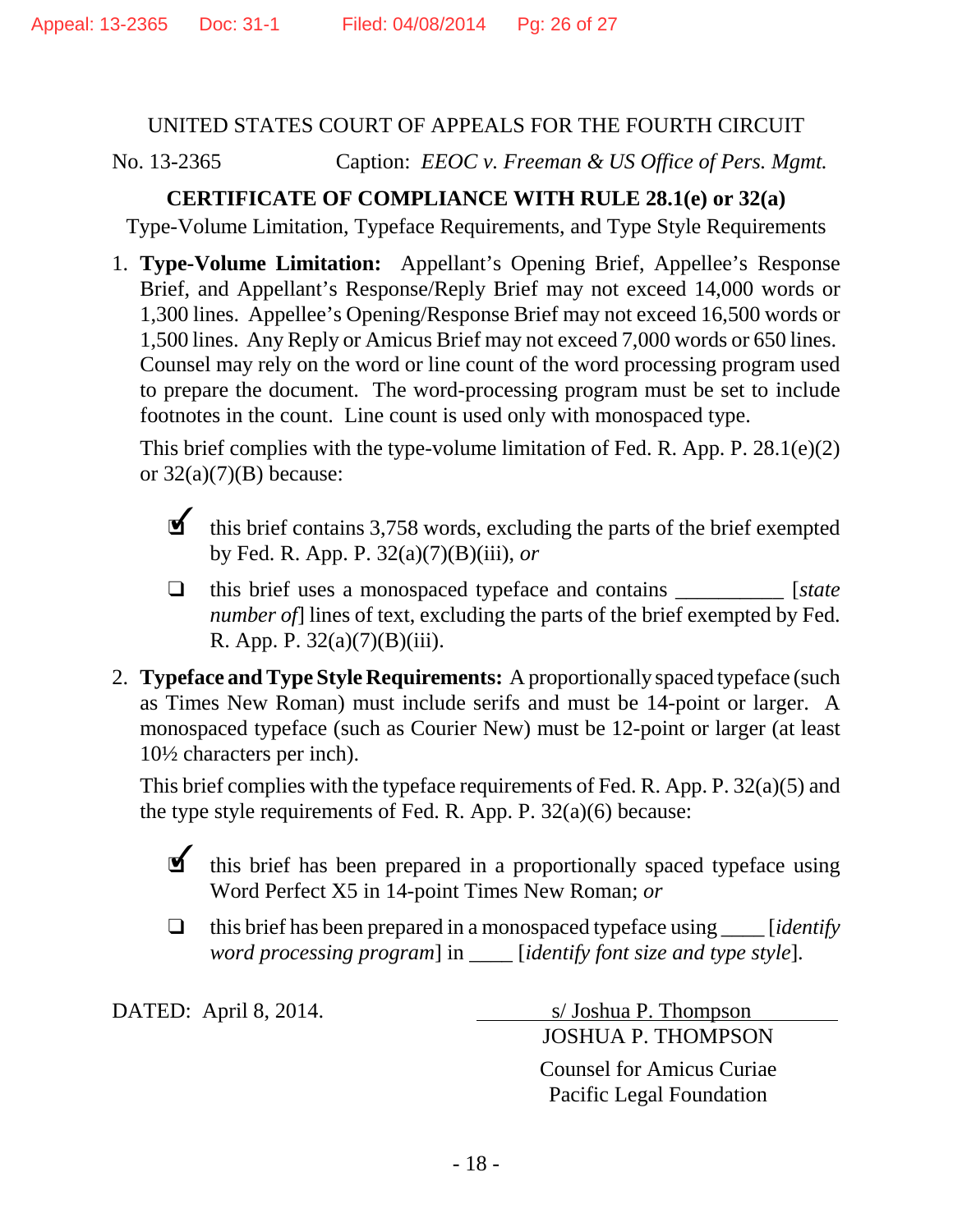UNITED STATES COURT OF APPEALS FOR THE FOURTH CIRCUIT

No. 13-2365 Caption: *EEOC v. Freeman & US Office of Pers. Mgmt.*

**CERTIFICATE OF COMPLIANCE WITH RULE 28.1(e) or 32(a)**

Type-Volume Limitation, Typeface Requirements, and Type Style Requirements

1. **Type-Volume Limitation:** Appellant's Opening Brief, Appellee's Response Brief, and Appellant's Response/Reply Brief may not exceed 14,000 words or 1,300 lines. Appellee's Opening/Response Brief may not exceed 16,500 words or 1,500 lines. Any Reply or Amicus Brief may not exceed 7,000 words or 650 lines. Counsel may rely on the word or line count of the word processing program used to prepare the document. The word-processing program must be set to include footnotes in the count. Line count is used only with monospaced type.

   This brief complies with the type-volume limitation of Fed. R. App. P. 28.1(e)(2) or 32(a)(7)(B) because:

   - ☑ this brief contains 3,758 words, excluding the parts of the brief exempted by Fed. R. App. P. 32(a)(7)(B)(iii), *or*
   - ☐ this brief uses a monospaced typeface and contains __________ [*state number of*] lines of text, excluding the parts of the brief exempted by Fed. R. App. P. 32(a)(7)(B)(iii).

2. **Typeface and Type Style Requirements:** A proportionally spaced typeface (such as Times New Roman) must include serifs and must be 14-point or larger. A monospaced typeface (such as Courier New) must be 12-point or larger (at least 10½ characters per inch).

   This brief complies with the typeface requirements of Fed. R. App. P. 32(a)(5) and the type style requirements of Fed. R. App. P. 32(a)(6) because:

   - ☑ this brief has been prepared in a proportionally spaced typeface using Word Perfect X5 in 14-point Times New Roman; *or*
   - ☐ this brief has been prepared in a monospaced typeface using ____ [*identify word processing program*] in ____ [*identify font size and type style*].

DATED: April 8, 2014.

s/ Joshua P. Thompson
JOSHUA P. THOMPSON

Counsel for Amicus Curiae
Pacific Legal Foundation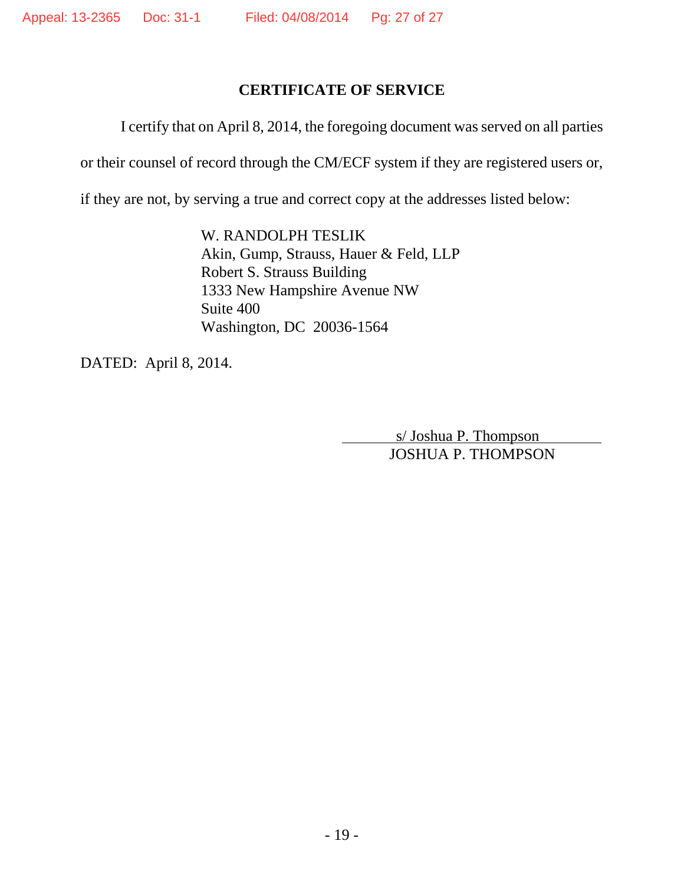## CERTIFICATE OF SERVICE

I certify that on April 8, 2014, the foregoing document was served on all parties or their counsel of record through the CM/ECF system if they are registered users or, if they are not, by serving a true and correct copy at the addresses listed below:

W. RANDOLPH TESLIK
Akin, Gump, Strauss, Hauer & Feld, LLP
Robert S. Strauss Building
1333 New Hampshire Avenue NW
Suite 400
Washington, DC 20036-1564

DATED: April 8, 2014.

s/ Joshua P. Thompson
JOSHUA P. THOMPSON